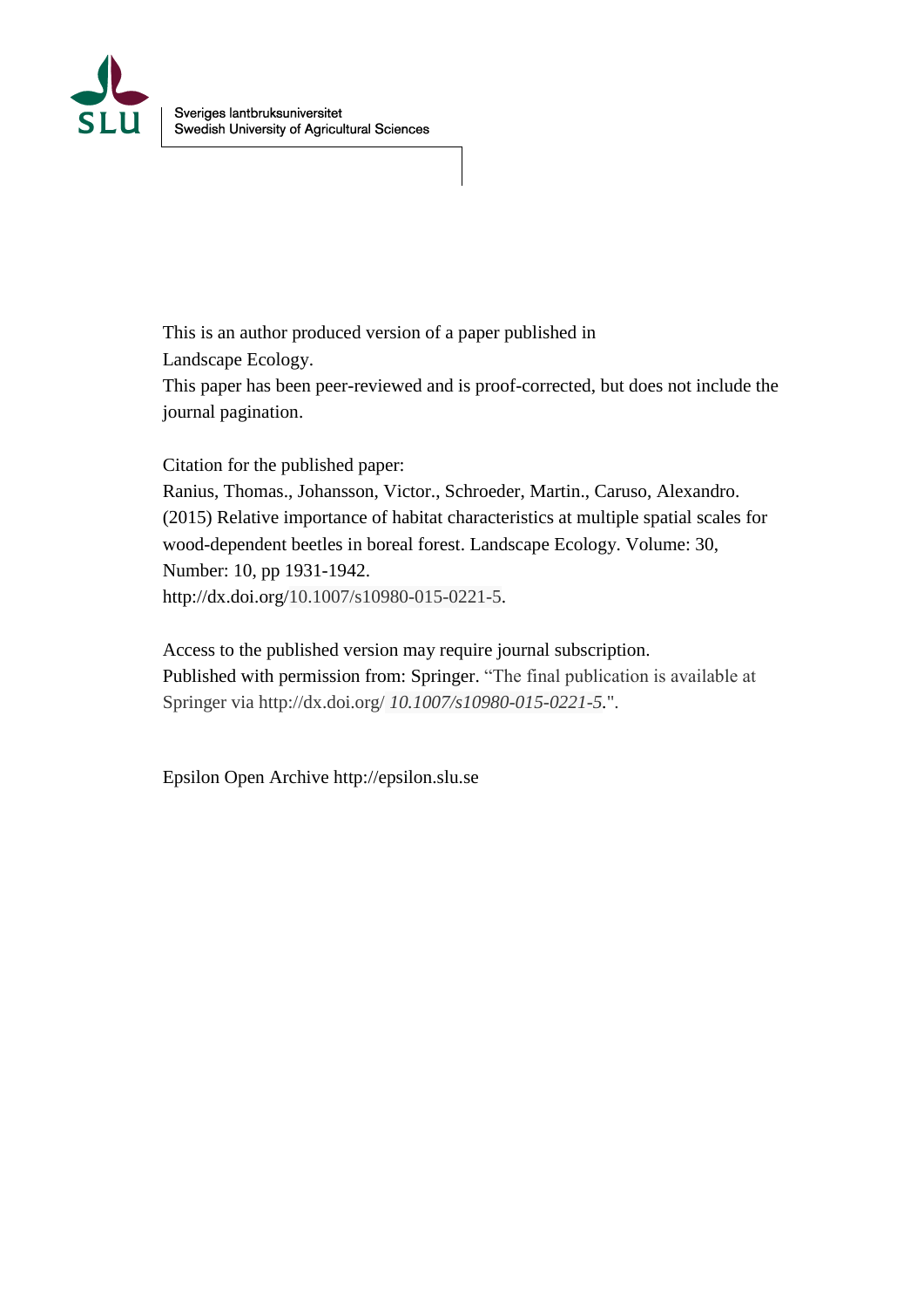Sveriges lantbruksuniversitet
Swedish University of Agricultural Sciences

This is an author produced version of a paper published in
Landscape Ecology.
This paper has been peer-reviewed and is proof-corrected, but does not include the journal pagination.

Citation for the published paper:
Ranius, Thomas., Johansson, Victor., Schroeder, Martin., Caruso, Alexandro. (2015) Relative importance of habitat characteristics at multiple spatial scales for wood-dependent beetles in boreal forest. Landscape Ecology. Volume: 30, Number: 10, pp 1931-1942.
http://dx.doi.org/10.1007/s10980-015-0221-5.

Access to the published version may require journal subscription.
Published with permission from: Springer. "The final publication is available at Springer via http://dx.doi.org/ *10.1007/s10980-015-0221-5*.".

Epsilon Open Archive http://epsilon.slu.se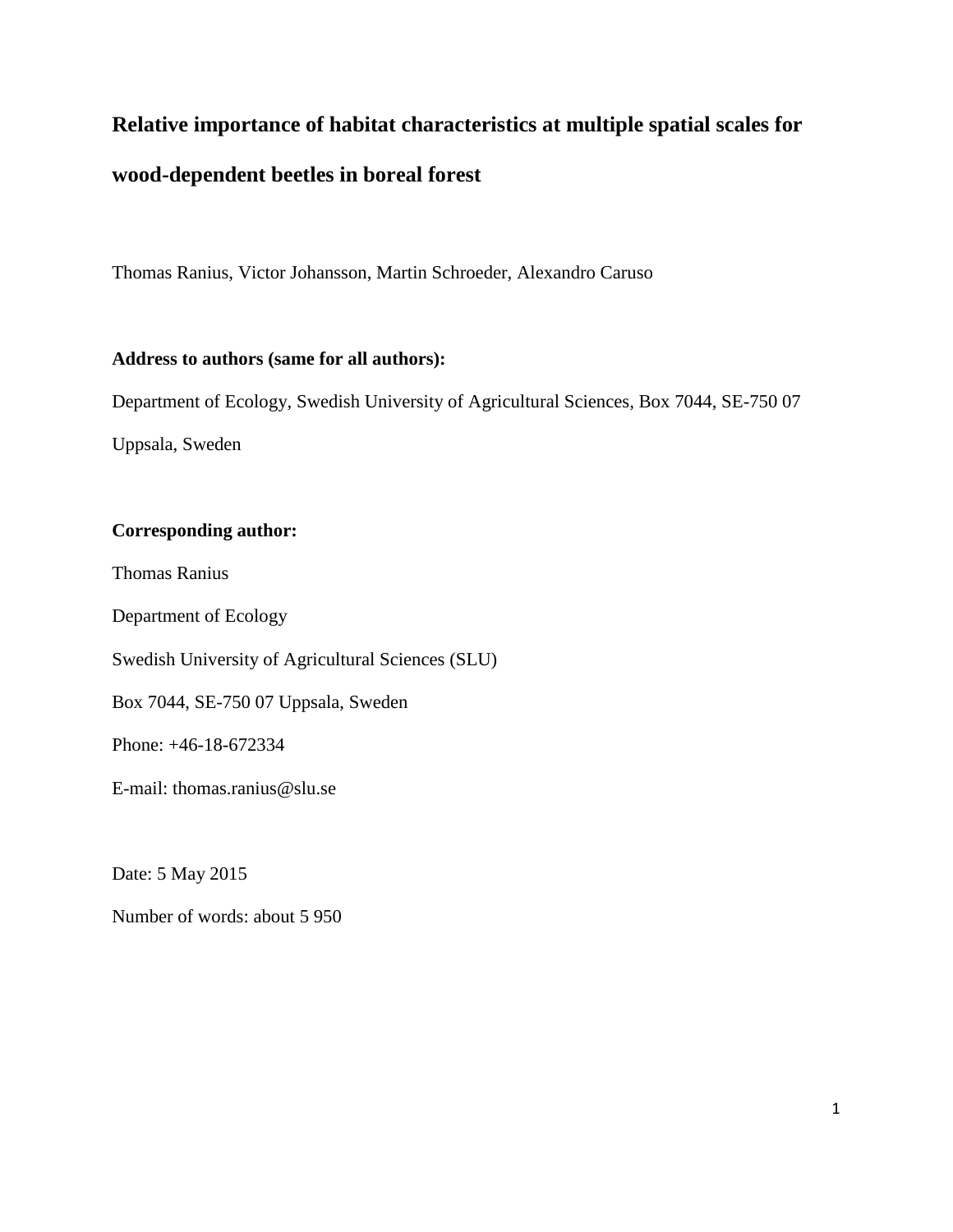# Relative importance of habitat characteristics at multiple spatial scales for wood-dependent beetles in boreal forest

Thomas Ranius, Victor Johansson, Martin Schroeder, Alexandro Caruso

**Address to authors (same for all authors):**

Department of Ecology, Swedish University of Agricultural Sciences, Box 7044, SE-750 07 Uppsala, Sweden

**Corresponding author:**

Thomas Ranius

Department of Ecology

Swedish University of Agricultural Sciences (SLU)

Box 7044, SE-750 07 Uppsala, Sweden

Phone: +46-18-672334

E-mail: thomas.ranius@slu.se

Date: 5 May 2015

Number of words: about 5 950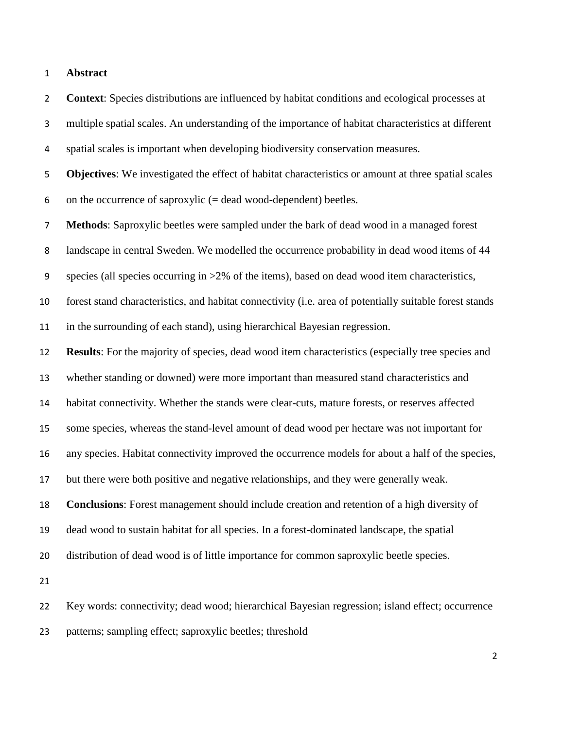# Abstract

**Context**: Species distributions are influenced by habitat conditions and ecological processes at multiple spatial scales. An understanding of the importance of habitat characteristics at different spatial scales is important when developing biodiversity conservation measures.

**Objectives**: We investigated the effect of habitat characteristics or amount at three spatial scales on the occurrence of saproxylic (= dead wood-dependent) beetles.

**Methods**: Saproxylic beetles were sampled under the bark of dead wood in a managed forest landscape in central Sweden. We modelled the occurrence probability in dead wood items of 44 species (all species occurring in >2% of the items), based on dead wood item characteristics, forest stand characteristics, and habitat connectivity (i.e. area of potentially suitable forest stands in the surrounding of each stand), using hierarchical Bayesian regression.

**Results**: For the majority of species, dead wood item characteristics (especially tree species and whether standing or downed) were more important than measured stand characteristics and habitat connectivity. Whether the stands were clear-cuts, mature forests, or reserves affected some species, whereas the stand-level amount of dead wood per hectare was not important for any species. Habitat connectivity improved the occurrence models for about a half of the species, but there were both positive and negative relationships, and they were generally weak.

**Conclusions**: Forest management should include creation and retention of a high diversity of dead wood to sustain habitat for all species. In a forest-dominated landscape, the spatial distribution of dead wood is of little importance for common saproxylic beetle species.

Key words: connectivity; dead wood; hierarchical Bayesian regression; island effect; occurrence patterns; sampling effect; saproxylic beetles; threshold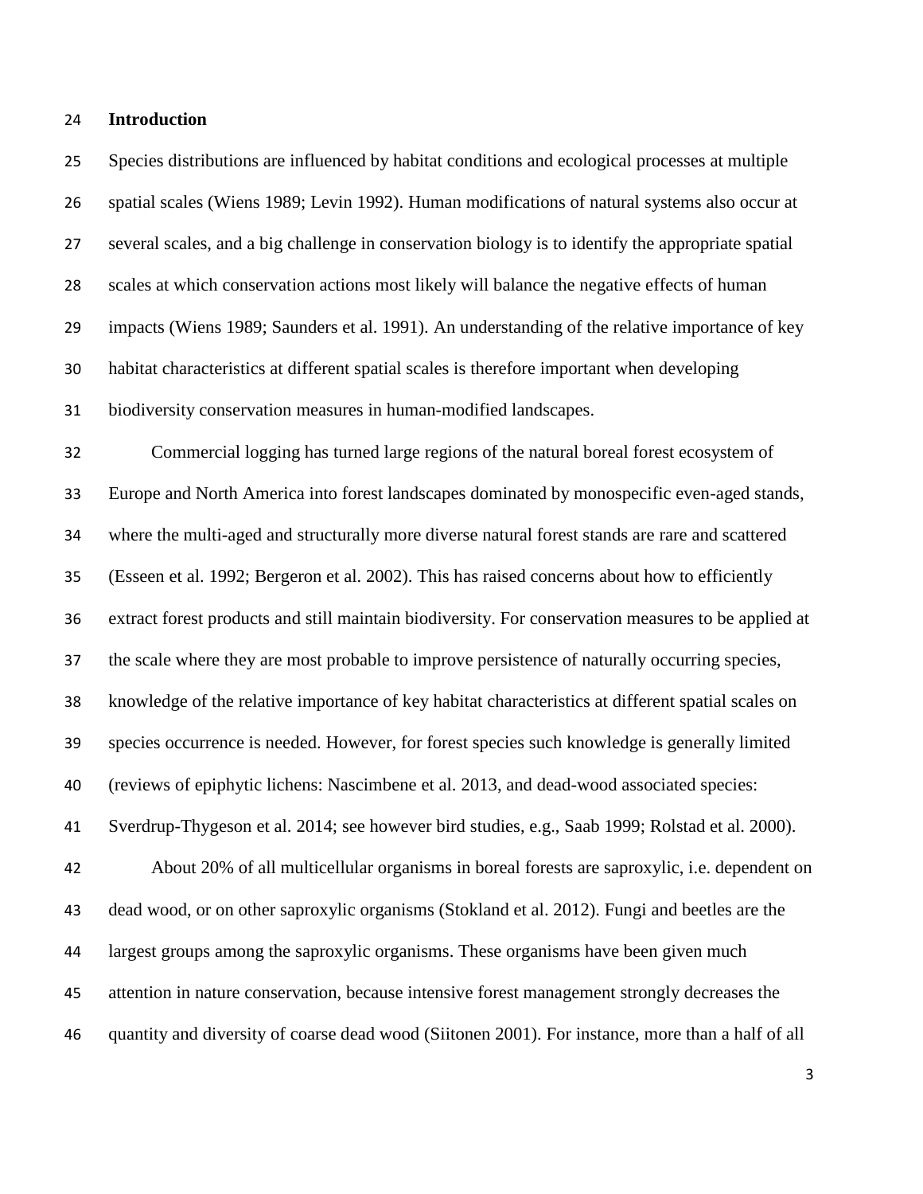## Introduction

Species distributions are influenced by habitat conditions and ecological processes at multiple spatial scales (Wiens 1989; Levin 1992). Human modifications of natural systems also occur at several scales, and a big challenge in conservation biology is to identify the appropriate spatial scales at which conservation actions most likely will balance the negative effects of human impacts (Wiens 1989; Saunders et al. 1991). An understanding of the relative importance of key habitat characteristics at different spatial scales is therefore important when developing biodiversity conservation measures in human-modified landscapes.

Commercial logging has turned large regions of the natural boreal forest ecosystem of Europe and North America into forest landscapes dominated by monospecific even-aged stands, where the multi-aged and structurally more diverse natural forest stands are rare and scattered (Esseen et al. 1992; Bergeron et al. 2002). This has raised concerns about how to efficiently extract forest products and still maintain biodiversity. For conservation measures to be applied at the scale where they are most probable to improve persistence of naturally occurring species, knowledge of the relative importance of key habitat characteristics at different spatial scales on species occurrence is needed. However, for forest species such knowledge is generally limited (reviews of epiphytic lichens: Nascimbene et al. 2013, and dead-wood associated species: Sverdrup-Thygeson et al. 2014; see however bird studies, e.g., Saab 1999; Rolstad et al. 2000).

About 20% of all multicellular organisms in boreal forests are saproxylic, i.e. dependent on dead wood, or on other saproxylic organisms (Stokland et al. 2012). Fungi and beetles are the largest groups among the saproxylic organisms. These organisms have been given much attention in nature conservation, because intensive forest management strongly decreases the quantity and diversity of coarse dead wood (Siitonen 2001). For instance, more than a half of all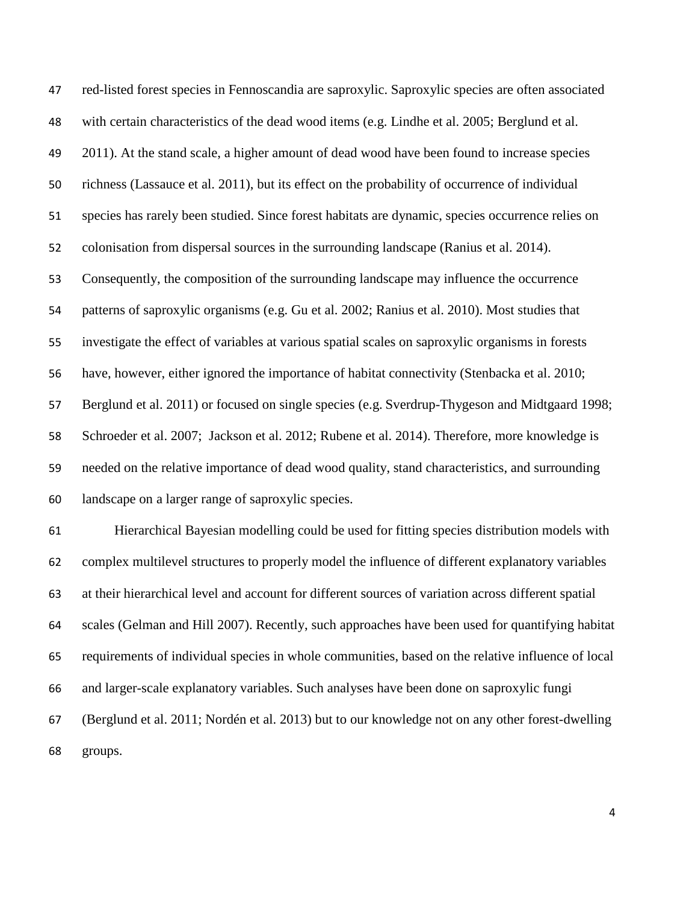red-listed forest species in Fennoscandia are saproxylic. Saproxylic species are often associated with certain characteristics of the dead wood items (e.g. Lindhe et al. 2005; Berglund et al. 2011). At the stand scale, a higher amount of dead wood have been found to increase species richness (Lassauce et al. 2011), but its effect on the probability of occurrence of individual species has rarely been studied. Since forest habitats are dynamic, species occurrence relies on colonisation from dispersal sources in the surrounding landscape (Ranius et al. 2014). Consequently, the composition of the surrounding landscape may influence the occurrence patterns of saproxylic organisms (e.g. Gu et al. 2002; Ranius et al. 2010). Most studies that investigate the effect of variables at various spatial scales on saproxylic organisms in forests have, however, either ignored the importance of habitat connectivity (Stenbacka et al. 2010; Berglund et al. 2011) or focused on single species (e.g. Sverdrup-Thygeson and Midtgaard 1998; Schroeder et al. 2007; Jackson et al. 2012; Rubene et al. 2014). Therefore, more knowledge is needed on the relative importance of dead wood quality, stand characteristics, and surrounding landscape on a larger range of saproxylic species.

Hierarchical Bayesian modelling could be used for fitting species distribution models with complex multilevel structures to properly model the influence of different explanatory variables at their hierarchical level and account for different sources of variation across different spatial scales (Gelman and Hill 2007). Recently, such approaches have been used for quantifying habitat requirements of individual species in whole communities, based on the relative influence of local and larger-scale explanatory variables. Such analyses have been done on saproxylic fungi (Berglund et al. 2011; Nordén et al. 2013) but to our knowledge not on any other forest-dwelling groups.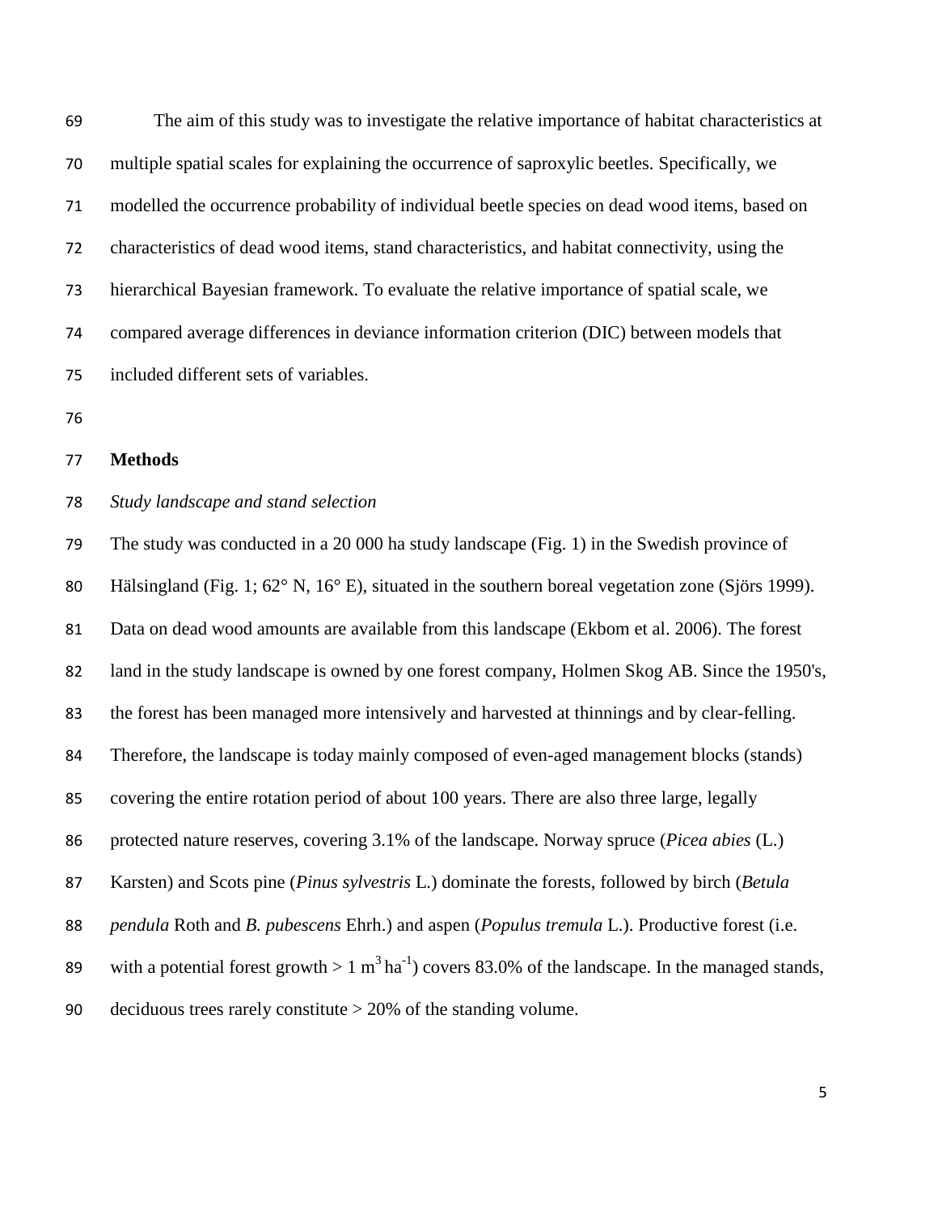The aim of this study was to investigate the relative importance of habitat characteristics at multiple spatial scales for explaining the occurrence of saproxylic beetles. Specifically, we modelled the occurrence probability of individual beetle species on dead wood items, based on characteristics of dead wood items, stand characteristics, and habitat connectivity, using the hierarchical Bayesian framework. To evaluate the relative importance of spatial scale, we compared average differences in deviance information criterion (DIC) between models that included different sets of variables.

## Methods

### *Study landscape and stand selection*

The study was conducted in a 20 000 ha study landscape (Fig. 1) in the Swedish province of Hälsingland (Fig. 1; 62° N, 16° E), situated in the southern boreal vegetation zone (Sjörs 1999). Data on dead wood amounts are available from this landscape (Ekbom et al. 2006). The forest land in the study landscape is owned by one forest company, Holmen Skog AB. Since the 1950's, the forest has been managed more intensively and harvested at thinnings and by clear-felling. Therefore, the landscape is today mainly composed of even-aged management blocks (stands) covering the entire rotation period of about 100 years. There are also three large, legally protected nature reserves, covering 3.1% of the landscape. Norway spruce (*Picea abies* (L.) Karsten) and Scots pine (*Pinus sylvestris* L.) dominate the forests, followed by birch (*Betula pendula* Roth and *B. pubescens* Ehrh.) and aspen (*Populus tremula* L.). Productive forest (i.e. with a potential forest growth > 1 $m^3\,ha^{-1}$) covers 83.0% of the landscape. In the managed stands, deciduous trees rarely constitute > 20% of the standing volume.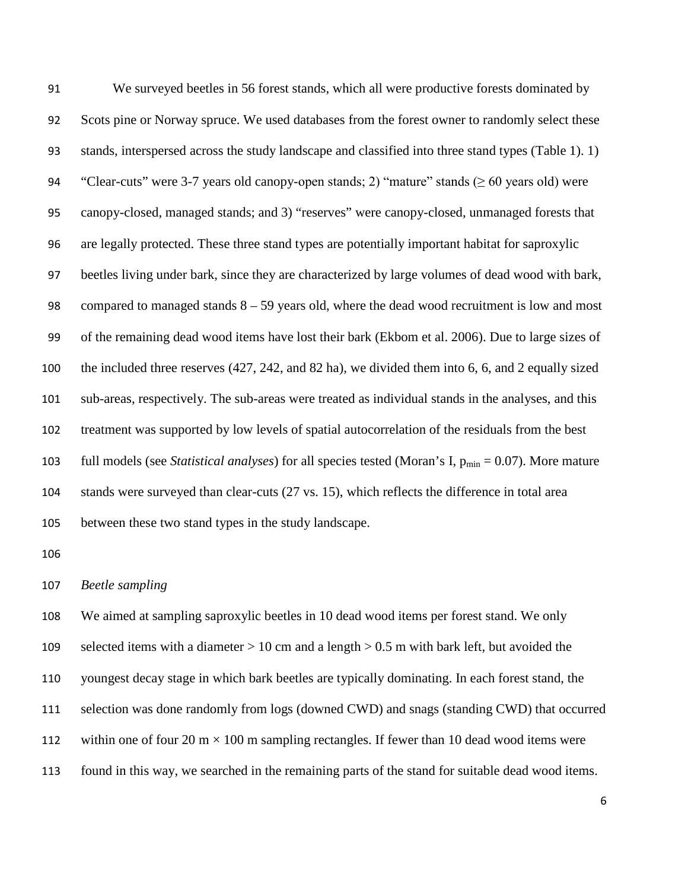We surveyed beetles in 56 forest stands, which all were productive forests dominated by Scots pine or Norway spruce. We used databases from the forest owner to randomly select these stands, interspersed across the study landscape and classified into three stand types (Table 1). 1) "Clear-cuts" were 3-7 years old canopy-open stands; 2) "mature" stands ($\geq$ 60 years old) were canopy-closed, managed stands; and 3) "reserves" were canopy-closed, unmanaged forests that are legally protected. These three stand types are potentially important habitat for saproxylic beetles living under bark, since they are characterized by large volumes of dead wood with bark, compared to managed stands 8 – 59 years old, where the dead wood recruitment is low and most of the remaining dead wood items have lost their bark (Ekbom et al. 2006). Due to large sizes of the included three reserves (427, 242, and 82 ha), we divided them into 6, 6, and 2 equally sized sub-areas, respectively. The sub-areas were treated as individual stands in the analyses, and this treatment was supported by low levels of spatial autocorrelation of the residuals from the best full models (see *Statistical analyses*) for all species tested (Moran's I, $p_{min} = 0.07$). More mature stands were surveyed than clear-cuts (27 vs. 15), which reflects the difference in total area between these two stand types in the study landscape.

### *Beetle sampling*

We aimed at sampling saproxylic beetles in 10 dead wood items per forest stand. We only selected items with a diameter > 10 cm and a length > 0.5 m with bark left, but avoided the youngest decay stage in which bark beetles are typically dominating. In each forest stand, the selection was done randomly from logs (downed CWD) and snags (standing CWD) that occurred within one of four 20 m × 100 m sampling rectangles. If fewer than 10 dead wood items were found in this way, we searched in the remaining parts of the stand for suitable dead wood items.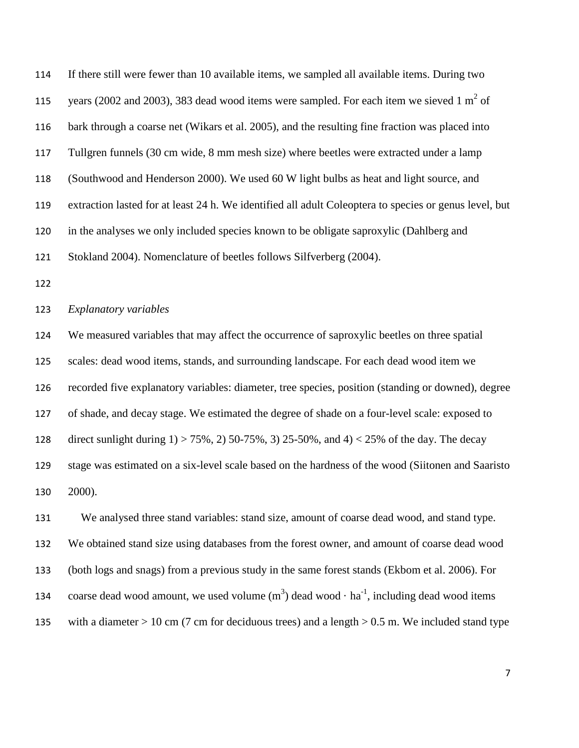If there still were fewer than 10 available items, we sampled all available items. During two years (2002 and 2003), 383 dead wood items were sampled. For each item we sieved 1 $m^2$ of bark through a coarse net (Wikars et al. 2005), and the resulting fine fraction was placed into Tullgren funnels (30 cm wide, 8 mm mesh size) where beetles were extracted under a lamp (Southwood and Henderson 2000). We used 60 W light bulbs as heat and light source, and extraction lasted for at least 24 h. We identified all adult Coleoptera to species or genus level, but in the analyses we only included species known to be obligate saproxylic (Dahlberg and Stokland 2004). Nomenclature of beetles follows Silfverberg (2004).

*Explanatory variables*

We measured variables that may affect the occurrence of saproxylic beetles on three spatial scales: dead wood items, stands, and surrounding landscape. For each dead wood item we recorded five explanatory variables: diameter, tree species, position (standing or downed), degree of shade, and decay stage. We estimated the degree of shade on a four-level scale: exposed to direct sunlight during 1) > 75%, 2) 50-75%, 3) 25-50%, and 4) < 25% of the day. The decay stage was estimated on a six-level scale based on the hardness of the wood (Siitonen and Saaristo 2000).

We analysed three stand variables: stand size, amount of coarse dead wood, and stand type. We obtained stand size using databases from the forest owner, and amount of coarse dead wood (both logs and snags) from a previous study in the same forest stands (Ekbom et al. 2006). For coarse dead wood amount, we used volume ($m^3$) dead wood · $ha^{-1}$, including dead wood items with a diameter > 10 cm (7 cm for deciduous trees) and a length > 0.5 m. We included stand type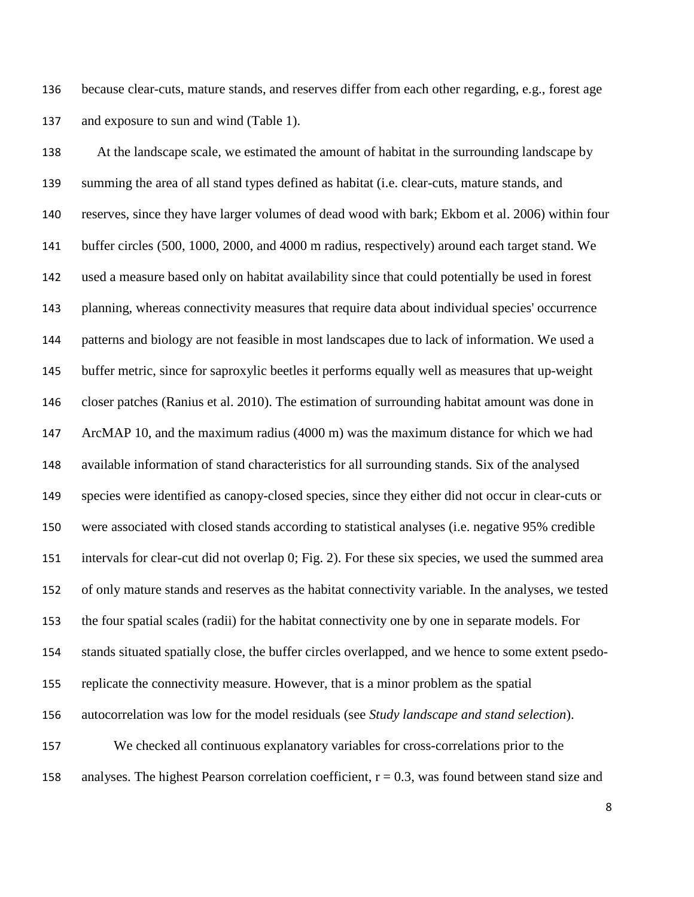because clear-cuts, mature stands, and reserves differ from each other regarding, e.g., forest age and exposure to sun and wind (Table 1).

At the landscape scale, we estimated the amount of habitat in the surrounding landscape by summing the area of all stand types defined as habitat (i.e. clear-cuts, mature stands, and reserves, since they have larger volumes of dead wood with bark; Ekbom et al. 2006) within four buffer circles (500, 1000, 2000, and 4000 m radius, respectively) around each target stand. We used a measure based only on habitat availability since that could potentially be used in forest planning, whereas connectivity measures that require data about individual species' occurrence patterns and biology are not feasible in most landscapes due to lack of information. We used a buffer metric, since for saproxylic beetles it performs equally well as measures that up-weight closer patches (Ranius et al. 2010). The estimation of surrounding habitat amount was done in ArcMAP 10, and the maximum radius (4000 m) was the maximum distance for which we had available information of stand characteristics for all surrounding stands. Six of the analysed species were identified as canopy-closed species, since they either did not occur in clear-cuts or were associated with closed stands according to statistical analyses (i.e. negative 95% credible intervals for clear-cut did not overlap 0; Fig. 2). For these six species, we used the summed area of only mature stands and reserves as the habitat connectivity variable. In the analyses, we tested the four spatial scales (radii) for the habitat connectivity one by one in separate models. For stands situated spatially close, the buffer circles overlapped, and we hence to some extent psedo-replicate the connectivity measure. However, that is a minor problem as the spatial autocorrelation was low for the model residuals (see *Study landscape and stand selection*).

We checked all continuous explanatory variables for cross-correlations prior to the analyses. The highest Pearson correlation coefficient, $r = 0.3$, was found between stand size and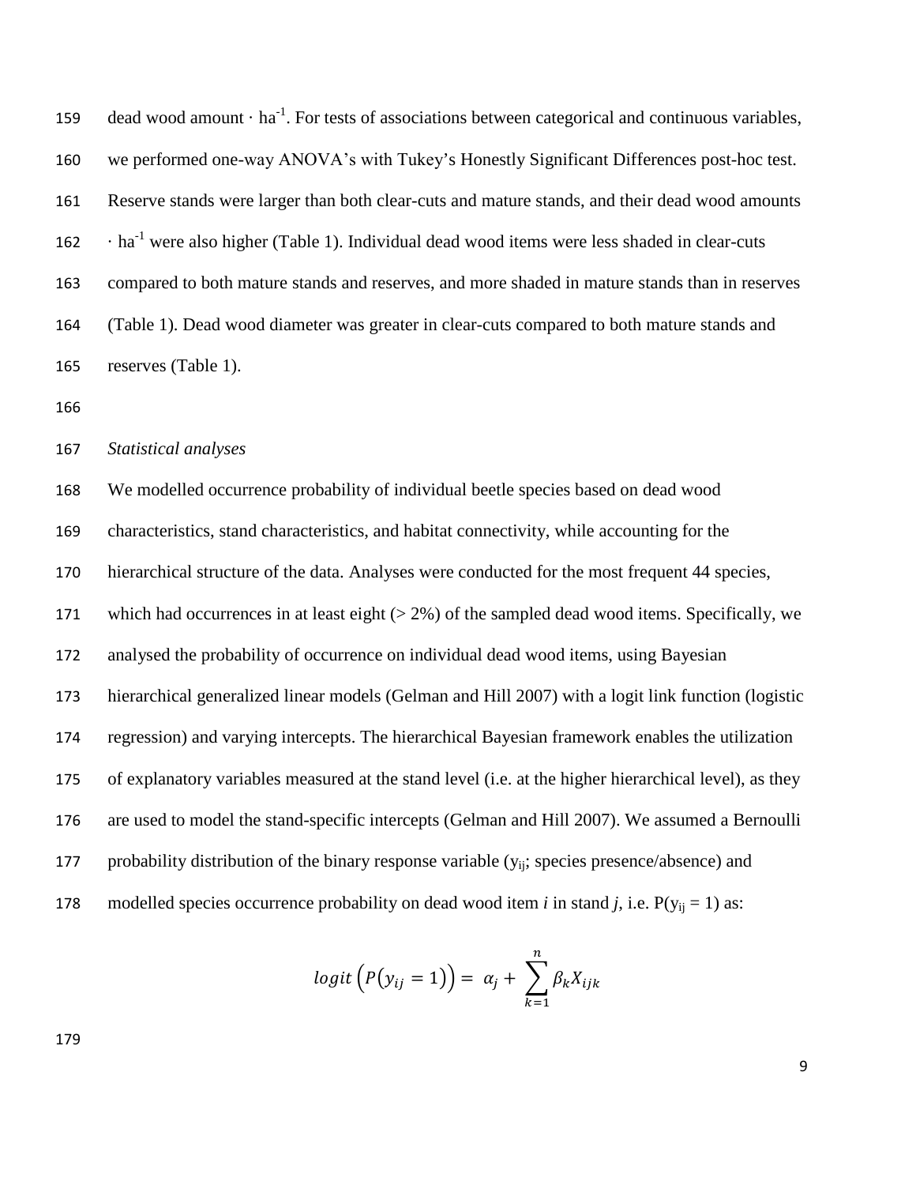dead wood amount · $ha^{-1}$. For tests of associations between categorical and continuous variables, we performed one-way ANOVA's with Tukey's Honestly Significant Differences post-hoc test. Reserve stands were larger than both clear-cuts and mature stands, and their dead wood amounts · $ha^{-1}$ were also higher (Table 1). Individual dead wood items were less shaded in clear-cuts compared to both mature stands and reserves, and more shaded in mature stands than in reserves (Table 1). Dead wood diameter was greater in clear-cuts compared to both mature stands and reserves (Table 1).

*Statistical analyses*

We modelled occurrence probability of individual beetle species based on dead wood characteristics, stand characteristics, and habitat connectivity, while accounting for the hierarchical structure of the data. Analyses were conducted for the most frequent 44 species, which had occurrences in at least eight (> 2%) of the sampled dead wood items. Specifically, we analysed the probability of occurrence on individual dead wood items, using Bayesian hierarchical generalized linear models (Gelman and Hill 2007) with a logit link function (logistic regression) and varying intercepts. The hierarchical Bayesian framework enables the utilization of explanatory variables measured at the stand level (i.e. at the higher hierarchical level), as they are used to model the stand-specific intercepts (Gelman and Hill 2007). We assumed a Bernoulli probability distribution of the binary response variable ($y_{ij}$; species presence/absence) and modelled species occurrence probability on dead wood item *i* in stand *j*, i.e. $P(y_{ij} = 1)$ as:

$$logit\left(P(y_{ij} = 1)\right) = \alpha_j + \sum_{k=1}^{n} \beta_k X_{ijk}$$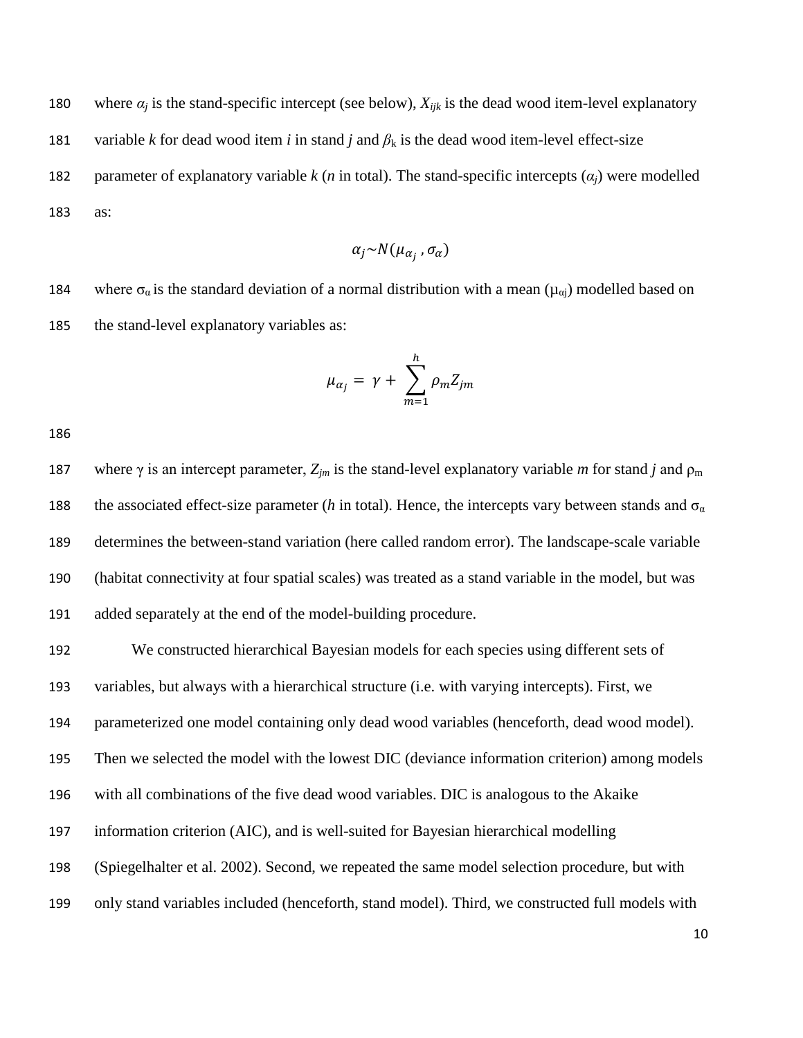where $\alpha_j$ is the stand-specific intercept (see below), $X_{ijk}$ is the dead wood item-level explanatory variable $k$ for dead wood item $i$ in stand $j$ and $\beta_k$ is the dead wood item-level effect-size parameter of explanatory variable $k$ ($n$ in total). The stand-specific intercepts ($\alpha_j$) were modelled as:

$$\alpha_j \sim N(\mu_{\alpha_j}, \sigma_\alpha)$$

where $\sigma_\alpha$ is the standard deviation of a normal distribution with a mean ($\mu_{\alpha j}$) modelled based on the stand-level explanatory variables as:

$$\mu_{\alpha_j} = \gamma + \sum_{m=1}^{h} \rho_m Z_{jm}$$

where $\gamma$ is an intercept parameter, $Z_{jm}$ is the stand-level explanatory variable $m$ for stand $j$ and $\rho_m$ the associated effect-size parameter ($h$ in total). Hence, the intercepts vary between stands and $\sigma_\alpha$ determines the between-stand variation (here called random error). The landscape-scale variable (habitat connectivity at four spatial scales) was treated as a stand variable in the model, but was added separately at the end of the model-building procedure.

We constructed hierarchical Bayesian models for each species using different sets of variables, but always with a hierarchical structure (i.e. with varying intercepts). First, we parameterized one model containing only dead wood variables (henceforth, dead wood model). Then we selected the model with the lowest DIC (deviance information criterion) among models with all combinations of the five dead wood variables. DIC is analogous to the Akaike information criterion (AIC), and is well-suited for Bayesian hierarchical modelling (Spiegelhalter et al. 2002). Second, we repeated the same model selection procedure, but with only stand variables included (henceforth, stand model). Third, we constructed full models with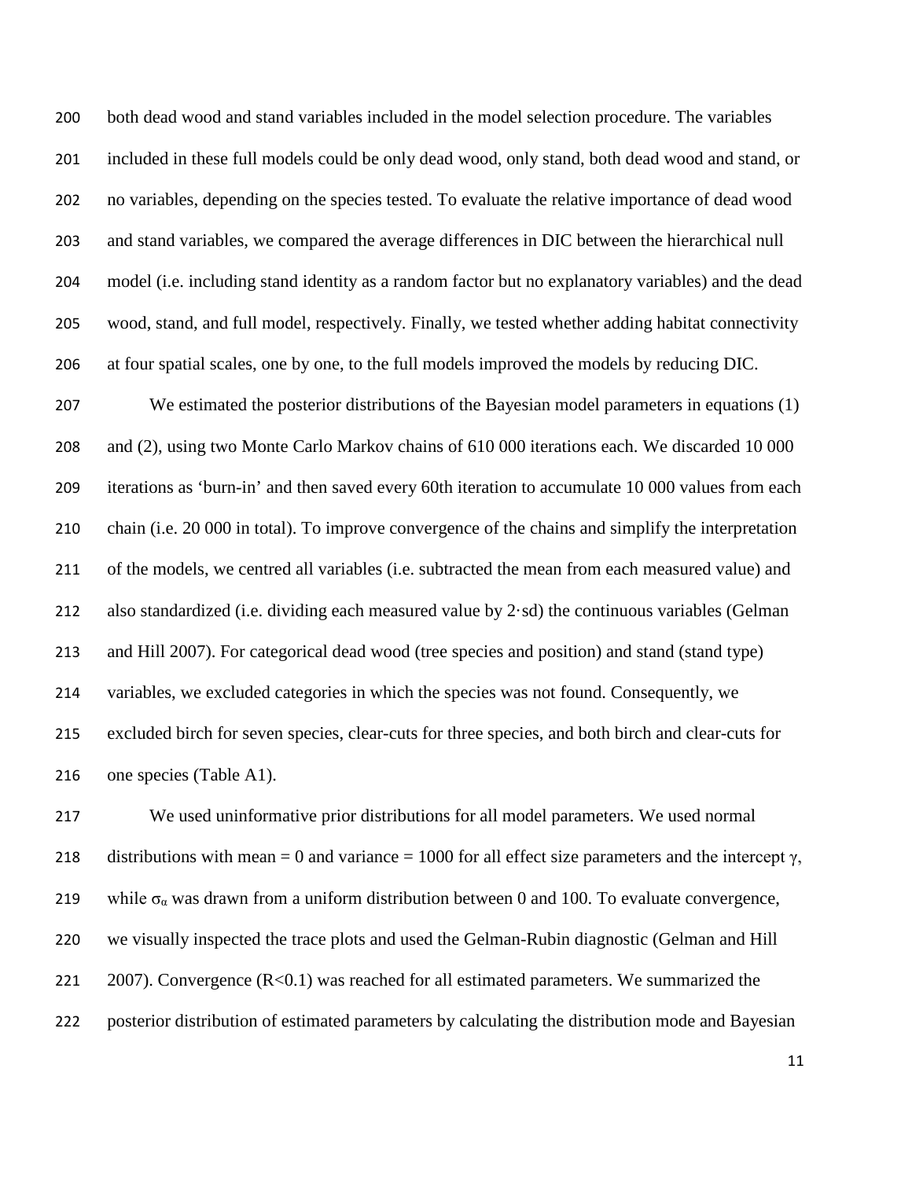both dead wood and stand variables included in the model selection procedure. The variables included in these full models could be only dead wood, only stand, both dead wood and stand, or no variables, depending on the species tested. To evaluate the relative importance of dead wood and stand variables, we compared the average differences in DIC between the hierarchical null model (i.e. including stand identity as a random factor but no explanatory variables) and the dead wood, stand, and full model, respectively. Finally, we tested whether adding habitat connectivity at four spatial scales, one by one, to the full models improved the models by reducing DIC.

We estimated the posterior distributions of the Bayesian model parameters in equations (1) and (2), using two Monte Carlo Markov chains of 610 000 iterations each. We discarded 10 000 iterations as 'burn-in' and then saved every 60th iteration to accumulate 10 000 values from each chain (i.e. 20 000 in total). To improve convergence of the chains and simplify the interpretation of the models, we centred all variables (i.e. subtracted the mean from each measured value) and also standardized (i.e. dividing each measured value by $2 \cdot \mathrm{sd}$) the continuous variables (Gelman and Hill 2007). For categorical dead wood (tree species and position) and stand (stand type) variables, we excluded categories in which the species was not found. Consequently, we excluded birch for seven species, clear-cuts for three species, and both birch and clear-cuts for one species (Table A1).

We used uninformative prior distributions for all model parameters. We used normal distributions with mean = 0 and variance = 1000 for all effect size parameters and the intercept $\gamma$, while $\sigma_{\alpha}$ was drawn from a uniform distribution between 0 and 100. To evaluate convergence, we visually inspected the trace plots and used the Gelman-Rubin diagnostic (Gelman and Hill 2007). Convergence ($R<0.1$) was reached for all estimated parameters. We summarized the posterior distribution of estimated parameters by calculating the distribution mode and Bayesian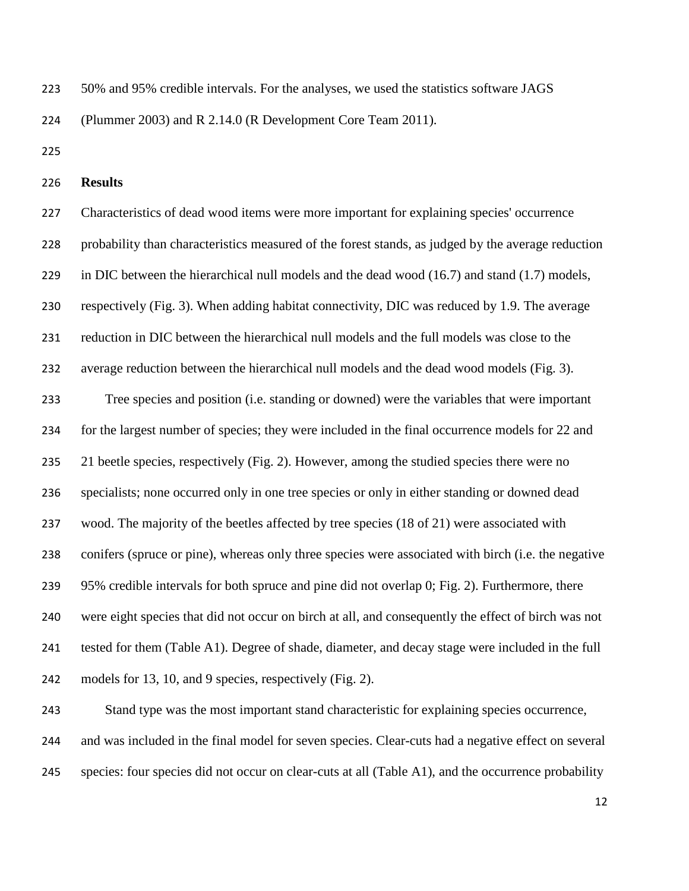50% and 95% credible intervals. For the analyses, we used the statistics software JAGS (Plummer 2003) and R 2.14.0 (R Development Core Team 2011).

## Results

Characteristics of dead wood items were more important for explaining species' occurrence probability than characteristics measured of the forest stands, as judged by the average reduction in DIC between the hierarchical null models and the dead wood (16.7) and stand (1.7) models, respectively (Fig. 3). When adding habitat connectivity, DIC was reduced by 1.9. The average reduction in DIC between the hierarchical null models and the full models was close to the average reduction between the hierarchical null models and the dead wood models (Fig. 3).

Tree species and position (i.e. standing or downed) were the variables that were important for the largest number of species; they were included in the final occurrence models for 22 and 21 beetle species, respectively (Fig. 2). However, among the studied species there were no specialists; none occurred only in one tree species or only in either standing or downed dead wood. The majority of the beetles affected by tree species (18 of 21) were associated with conifers (spruce or pine), whereas only three species were associated with birch (i.e. the negative 95% credible intervals for both spruce and pine did not overlap 0; Fig. 2). Furthermore, there were eight species that did not occur on birch at all, and consequently the effect of birch was not tested for them (Table A1). Degree of shade, diameter, and decay stage were included in the full models for 13, 10, and 9 species, respectively (Fig. 2).

Stand type was the most important stand characteristic for explaining species occurrence, and was included in the final model for seven species. Clear-cuts had a negative effect on several species: four species did not occur on clear-cuts at all (Table A1), and the occurrence probability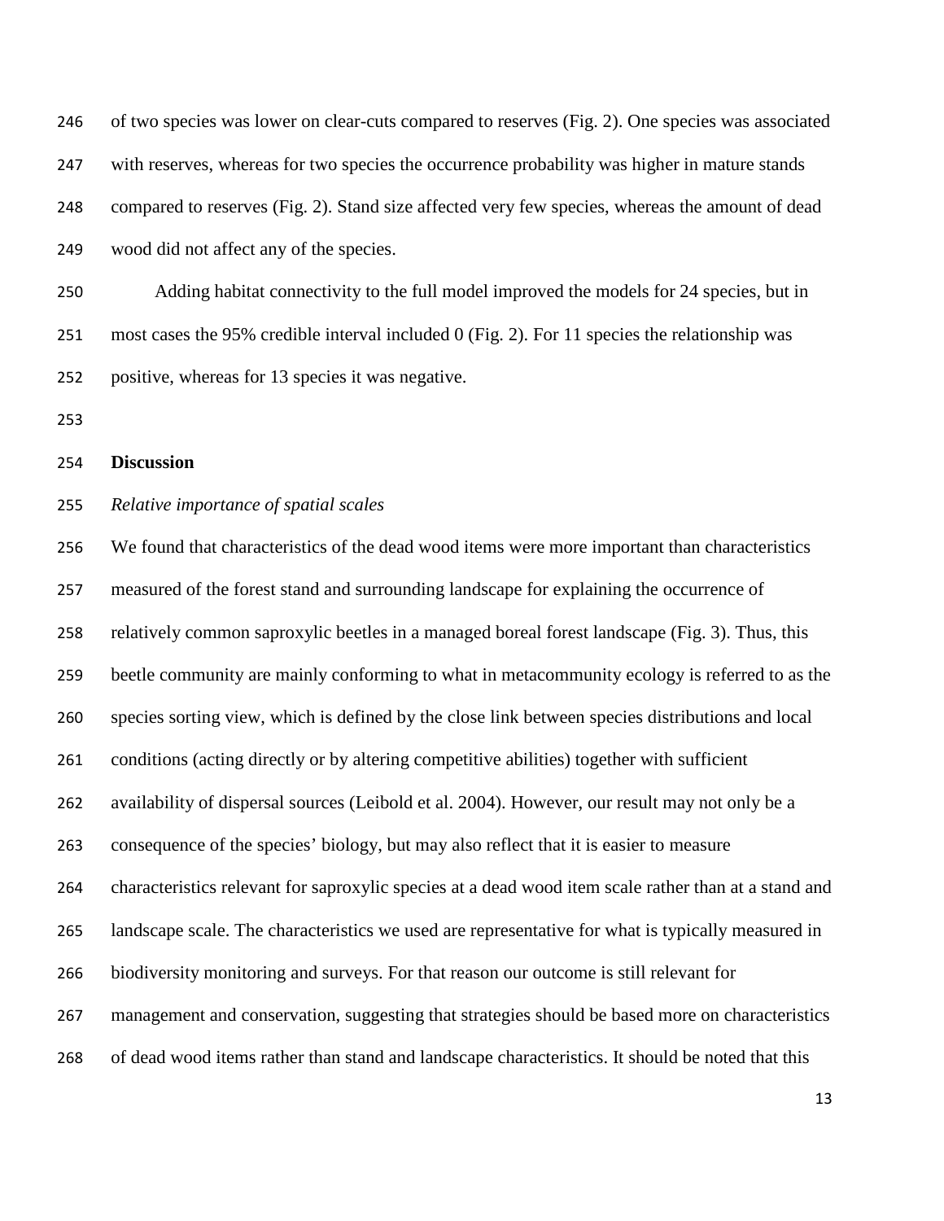of two species was lower on clear-cuts compared to reserves (Fig. 2). One species was associated with reserves, whereas for two species the occurrence probability was higher in mature stands compared to reserves (Fig. 2). Stand size affected very few species, whereas the amount of dead wood did not affect any of the species.

Adding habitat connectivity to the full model improved the models for 24 species, but in most cases the 95% credible interval included 0 (Fig. 2). For 11 species the relationship was positive, whereas for 13 species it was negative.

## Discussion

*Relative importance of spatial scales*

We found that characteristics of the dead wood items were more important than characteristics measured of the forest stand and surrounding landscape for explaining the occurrence of relatively common saproxylic beetles in a managed boreal forest landscape (Fig. 3). Thus, this beetle community are mainly conforming to what in metacommunity ecology is referred to as the species sorting view, which is defined by the close link between species distributions and local conditions (acting directly or by altering competitive abilities) together with sufficient availability of dispersal sources (Leibold et al. 2004). However, our result may not only be a consequence of the species' biology, but may also reflect that it is easier to measure characteristics relevant for saproxylic species at a dead wood item scale rather than at a stand and landscape scale. The characteristics we used are representative for what is typically measured in biodiversity monitoring and surveys. For that reason our outcome is still relevant for management and conservation, suggesting that strategies should be based more on characteristics of dead wood items rather than stand and landscape characteristics. It should be noted that this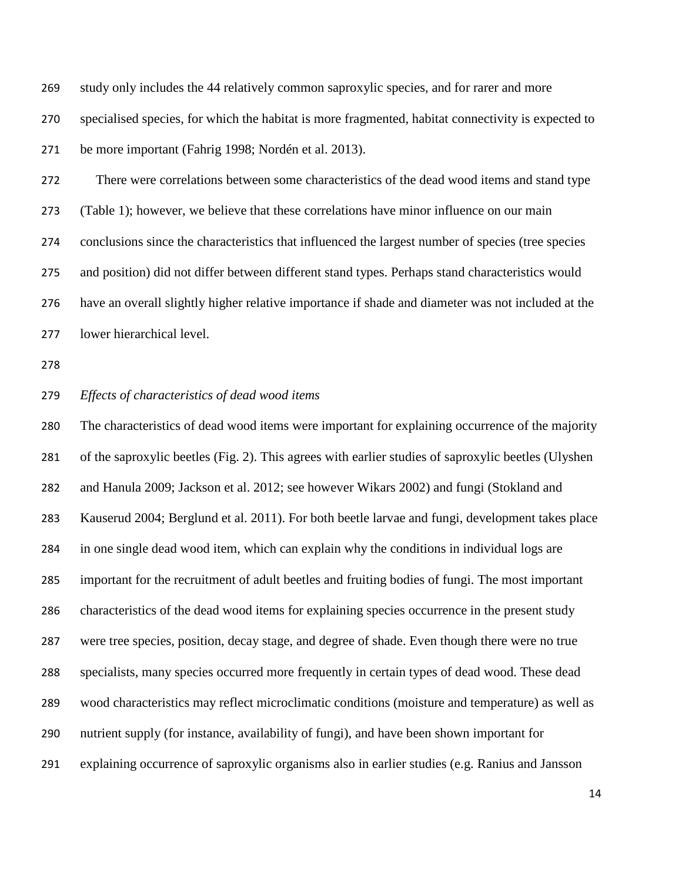study only includes the 44 relatively common saproxylic species, and for rarer and more specialised species, for which the habitat is more fragmented, habitat connectivity is expected to be more important (Fahrig 1998; Nordén et al. 2013).

There were correlations between some characteristics of the dead wood items and stand type (Table 1); however, we believe that these correlations have minor influence on our main conclusions since the characteristics that influenced the largest number of species (tree species and position) did not differ between different stand types. Perhaps stand characteristics would have an overall slightly higher relative importance if shade and diameter was not included at the lower hierarchical level.

*Effects of characteristics of dead wood items*

The characteristics of dead wood items were important for explaining occurrence of the majority of the saproxylic beetles (Fig. 2). This agrees with earlier studies of saproxylic beetles (Ulyshen and Hanula 2009; Jackson et al. 2012; see however Wikars 2002) and fungi (Stokland and Kauserud 2004; Berglund et al. 2011). For both beetle larvae and fungi, development takes place in one single dead wood item, which can explain why the conditions in individual logs are important for the recruitment of adult beetles and fruiting bodies of fungi. The most important characteristics of the dead wood items for explaining species occurrence in the present study were tree species, position, decay stage, and degree of shade. Even though there were no true specialists, many species occurred more frequently in certain types of dead wood. These dead wood characteristics may reflect microclimatic conditions (moisture and temperature) as well as nutrient supply (for instance, availability of fungi), and have been shown important for explaining occurrence of saproxylic organisms also in earlier studies (e.g. Ranius and Jansson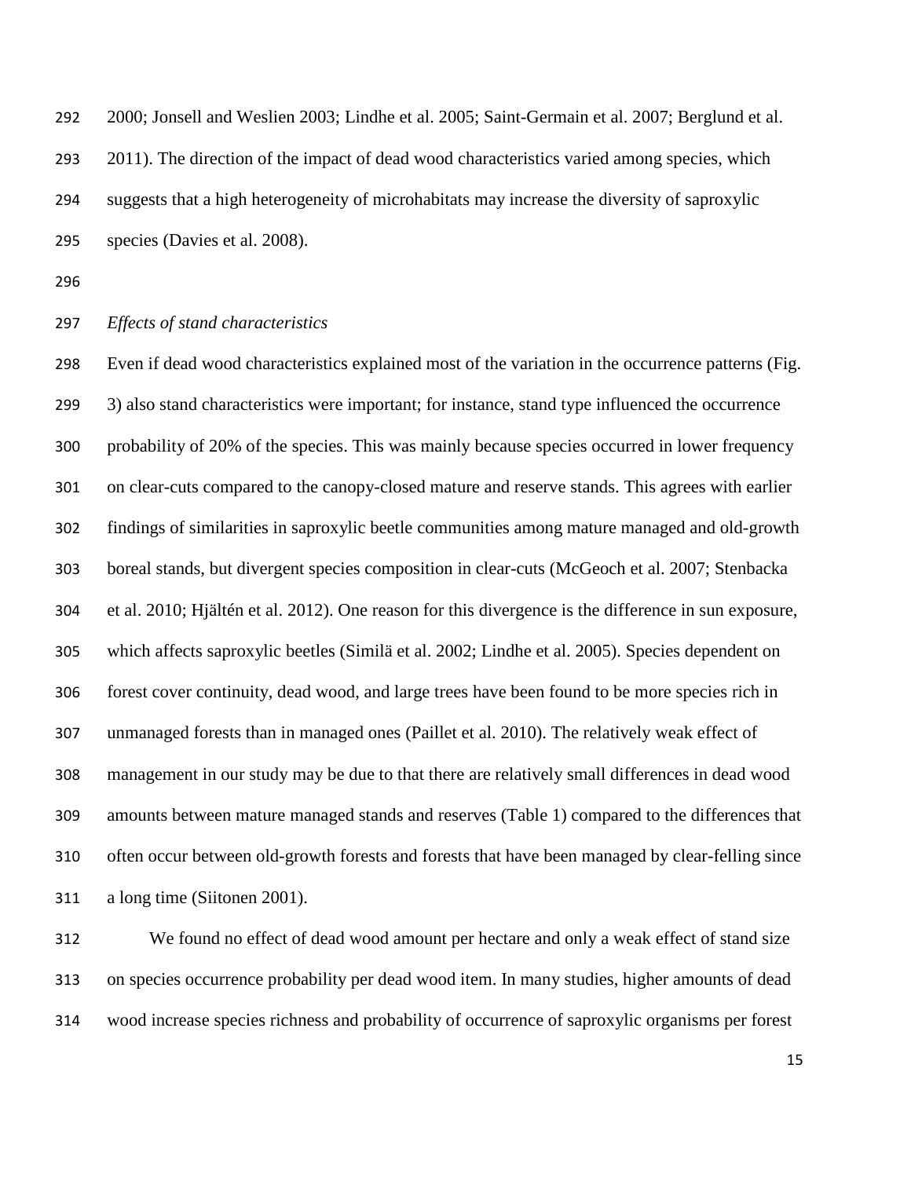2000; Jonsell and Weslien 2003; Lindhe et al. 2005; Saint-Germain et al. 2007; Berglund et al. 2011). The direction of the impact of dead wood characteristics varied among species, which suggests that a high heterogeneity of microhabitats may increase the diversity of saproxylic species (Davies et al. 2008).

*Effects of stand characteristics*

Even if dead wood characteristics explained most of the variation in the occurrence patterns (Fig. 3) also stand characteristics were important; for instance, stand type influenced the occurrence probability of 20% of the species. This was mainly because species occurred in lower frequency on clear-cuts compared to the canopy-closed mature and reserve stands. This agrees with earlier findings of similarities in saproxylic beetle communities among mature managed and old-growth boreal stands, but divergent species composition in clear-cuts (McGeoch et al. 2007; Stenbacka et al. 2010; Hjältén et al. 2012). One reason for this divergence is the difference in sun exposure, which affects saproxylic beetles (Similä et al. 2002; Lindhe et al. 2005). Species dependent on forest cover continuity, dead wood, and large trees have been found to be more species rich in unmanaged forests than in managed ones (Paillet et al. 2010). The relatively weak effect of management in our study may be due to that there are relatively small differences in dead wood amounts between mature managed stands and reserves (Table 1) compared to the differences that often occur between old-growth forests and forests that have been managed by clear-felling since a long time (Siitonen 2001).

We found no effect of dead wood amount per hectare and only a weak effect of stand size on species occurrence probability per dead wood item. In many studies, higher amounts of dead wood increase species richness and probability of occurrence of saproxylic organisms per forest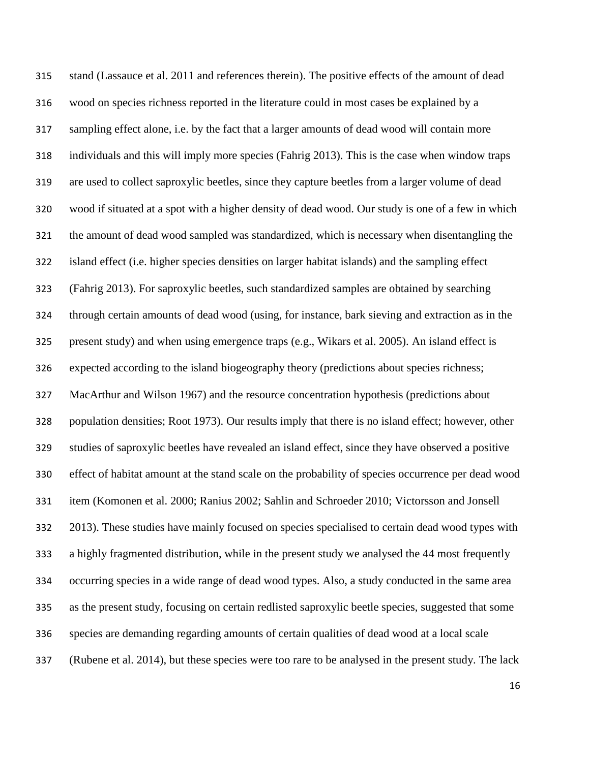stand (Lassauce et al. 2011 and references therein). The positive effects of the amount of dead wood on species richness reported in the literature could in most cases be explained by a sampling effect alone, i.e. by the fact that a larger amounts of dead wood will contain more individuals and this will imply more species (Fahrig 2013). This is the case when window traps are used to collect saproxylic beetles, since they capture beetles from a larger volume of dead wood if situated at a spot with a higher density of dead wood. Our study is one of a few in which the amount of dead wood sampled was standardized, which is necessary when disentangling the island effect (i.e. higher species densities on larger habitat islands) and the sampling effect (Fahrig 2013). For saproxylic beetles, such standardized samples are obtained by searching through certain amounts of dead wood (using, for instance, bark sieving and extraction as in the present study) and when using emergence traps (e.g., Wikars et al. 2005). An island effect is expected according to the island biogeography theory (predictions about species richness; MacArthur and Wilson 1967) and the resource concentration hypothesis (predictions about population densities; Root 1973). Our results imply that there is no island effect; however, other studies of saproxylic beetles have revealed an island effect, since they have observed a positive effect of habitat amount at the stand scale on the probability of species occurrence per dead wood item (Komonen et al. 2000; Ranius 2002; Sahlin and Schroeder 2010; Victorsson and Jonsell 2013). These studies have mainly focused on species specialised to certain dead wood types with a highly fragmented distribution, while in the present study we analysed the 44 most frequently occurring species in a wide range of dead wood types. Also, a study conducted in the same area as the present study, focusing on certain redlisted saproxylic beetle species, suggested that some species are demanding regarding amounts of certain qualities of dead wood at a local scale (Rubene et al. 2014), but these species were too rare to be analysed in the present study. The lack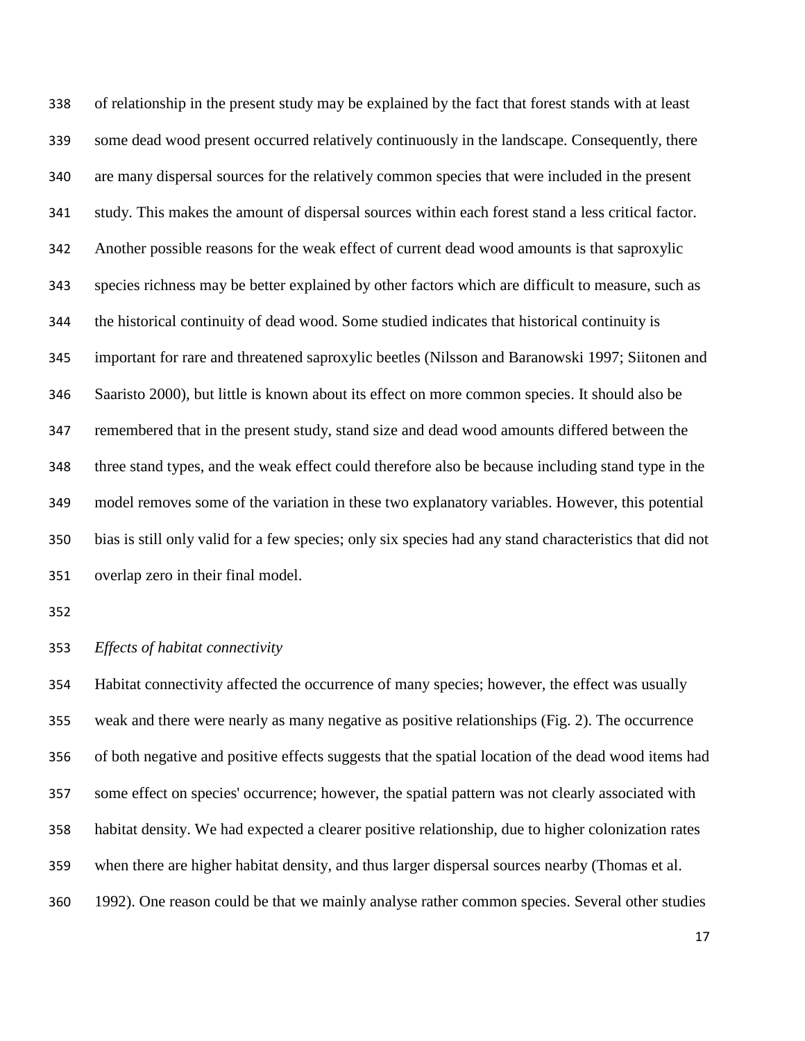of relationship in the present study may be explained by the fact that forest stands with at least some dead wood present occurred relatively continuously in the landscape. Consequently, there are many dispersal sources for the relatively common species that were included in the present study. This makes the amount of dispersal sources within each forest stand a less critical factor. Another possible reasons for the weak effect of current dead wood amounts is that saproxylic species richness may be better explained by other factors which are difficult to measure, such as the historical continuity of dead wood. Some studied indicates that historical continuity is important for rare and threatened saproxylic beetles (Nilsson and Baranowski 1997; Siitonen and Saaristo 2000), but little is known about its effect on more common species. It should also be remembered that in the present study, stand size and dead wood amounts differed between the three stand types, and the weak effect could therefore also be because including stand type in the model removes some of the variation in these two explanatory variables. However, this potential bias is still only valid for a few species; only six species had any stand characteristics that did not overlap zero in their final model.

*Effects of habitat connectivity*

Habitat connectivity affected the occurrence of many species; however, the effect was usually weak and there were nearly as many negative as positive relationships (Fig. 2). The occurrence of both negative and positive effects suggests that the spatial location of the dead wood items had some effect on species' occurrence; however, the spatial pattern was not clearly associated with habitat density. We had expected a clearer positive relationship, due to higher colonization rates when there are higher habitat density, and thus larger dispersal sources nearby (Thomas et al. 1992). One reason could be that we mainly analyse rather common species. Several other studies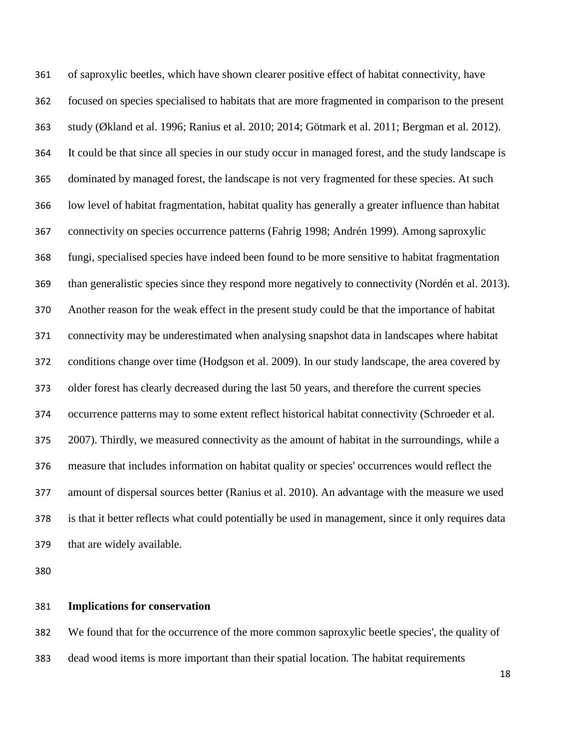of saproxylic beetles, which have shown clearer positive effect of habitat connectivity, have focused on species specialised to habitats that are more fragmented in comparison to the present study (Økland et al. 1996; Ranius et al. 2010; 2014; Götmark et al. 2011; Bergman et al. 2012). It could be that since all species in our study occur in managed forest, and the study landscape is dominated by managed forest, the landscape is not very fragmented for these species. At such low level of habitat fragmentation, habitat quality has generally a greater influence than habitat connectivity on species occurrence patterns (Fahrig 1998; Andrén 1999). Among saproxylic fungi, specialised species have indeed been found to be more sensitive to habitat fragmentation than generalistic species since they respond more negatively to connectivity (Nordén et al. 2013). Another reason for the weak effect in the present study could be that the importance of habitat connectivity may be underestimated when analysing snapshot data in landscapes where habitat conditions change over time (Hodgson et al. 2009). In our study landscape, the area covered by older forest has clearly decreased during the last 50 years, and therefore the current species occurrence patterns may to some extent reflect historical habitat connectivity (Schroeder et al. 2007). Thirdly, we measured connectivity as the amount of habitat in the surroundings, while a measure that includes information on habitat quality or species' occurrences would reflect the amount of dispersal sources better (Ranius et al. 2010). An advantage with the measure we used is that it better reflects what could potentially be used in management, since it only requires data that are widely available.

## Implications for conservation

We found that for the occurrence of the more common saproxylic beetle species', the quality of dead wood items is more important than their spatial location. The habitat requirements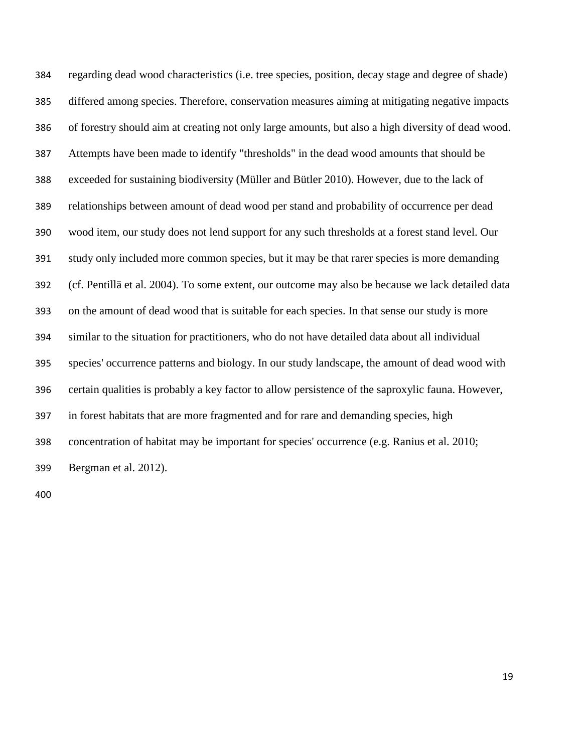regarding dead wood characteristics (i.e. tree species, position, decay stage and degree of shade) differed among species. Therefore, conservation measures aiming at mitigating negative impacts of forestry should aim at creating not only large amounts, but also a high diversity of dead wood. Attempts have been made to identify "thresholds" in the dead wood amounts that should be exceeded for sustaining biodiversity (Müller and Bütler 2010). However, due to the lack of relationships between amount of dead wood per stand and probability of occurrence per dead wood item, our study does not lend support for any such thresholds at a forest stand level. Our study only included more common species, but it may be that rarer species is more demanding (cf. Pentillä et al. 2004). To some extent, our outcome may also be because we lack detailed data on the amount of dead wood that is suitable for each species. In that sense our study is more similar to the situation for practitioners, who do not have detailed data about all individual species' occurrence patterns and biology. In our study landscape, the amount of dead wood with certain qualities is probably a key factor to allow persistence of the saproxylic fauna. However, in forest habitats that are more fragmented and for rare and demanding species, high concentration of habitat may be important for species' occurrence (e.g. Ranius et al. 2010; Bergman et al. 2012).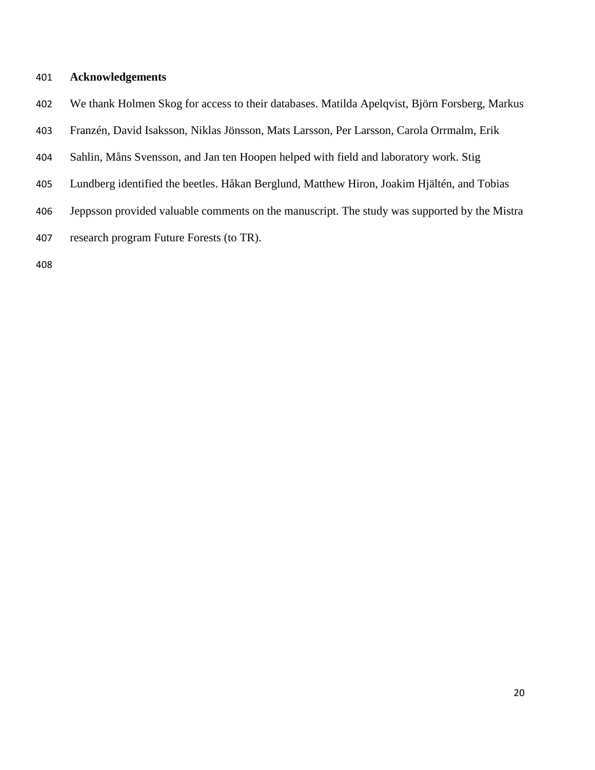## Acknowledgements

We thank Holmen Skog for access to their databases. Matilda Apelqvist, Björn Forsberg, Markus Franzén, David Isaksson, Niklas Jönsson, Mats Larsson, Per Larsson, Carola Orrmalm, Erik Sahlin, Måns Svensson, and Jan ten Hoopen helped with field and laboratory work. Stig Lundberg identified the beetles. Håkan Berglund, Matthew Hiron, Joakim Hjältén, and Tobias Jeppsson provided valuable comments on the manuscript. The study was supported by the Mistra research program Future Forests (to TR).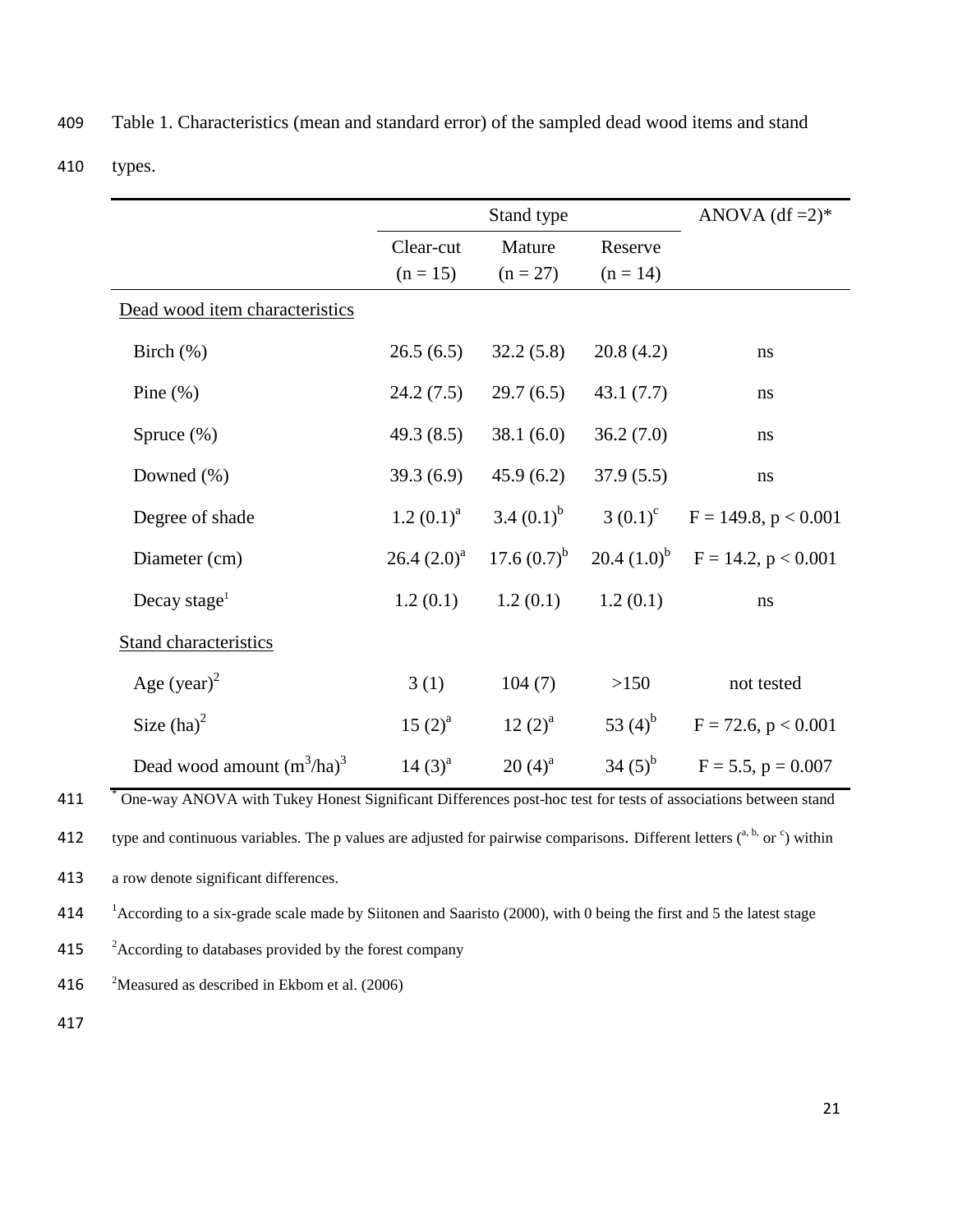Table 1. Characteristics (mean and standard error) of the sampled dead wood items and stand types.

| | Stand type | | | ANOVA (df =2)* |
|---|---|---|---|---|
| | Clear-cut (n = 15) | Mature (n = 27) | Reserve (n = 14) | |
| Dead wood item characteristics | | | | |
| Birch (%) | 26.5 (6.5) | 32.2 (5.8) | 20.8 (4.2) | ns |
| Pine (%) | 24.2 (7.5) | 29.7 (6.5) | 43.1 (7.7) | ns |
| Spruce (%) | 49.3 (8.5) | 38.1 (6.0) | 36.2 (7.0) | ns |
| Downed (%) | 39.3 (6.9) | 45.9 (6.2) | 37.9 (5.5) | ns |
| Degree of shade | 1.2 (0.1)[a] | 3.4 (0.1)[b] | 3 (0.1)[c] | $F = 149.8$, $p < 0.001$ |
| Diameter (cm) | 26.4 (2.0)[a] | 17.6 (0.7)[b] | 20.4 (1.0)[b] | $F = 14.2$, $p < 0.001$ |
| Decay stage[1] | 1.2 (0.1) | 1.2 (0.1) | 1.2 (0.1) | ns |
| Stand characteristics | | | | |
| Age (year)[2] | 3 (1) | 104 (7) | >150 | not tested |
| Size (ha)[2] | 15 (2)[a] | 12 (2)[a] | 53 (4)[b] | $F = 72.6$, $p < 0.001$ |
| Dead wood amount ($m^3$/ha)[3] | 14 (3)[a] | 20 (4)[a] | 34 (5)[b] | $F = 5.5$, $p = 0.007$ |

\* One-way ANOVA with Tukey Honest Significant Differences post-hoc test for tests of associations between stand type and continuous variables. The p values are adjusted for pairwise comparisons. Different letters ([a, b,] or [c]) within a row denote significant differences.

[1]According to a six-grade scale made by Siitonen and Saaristo (2000), with 0 being the first and 5 the latest stage

[2]According to databases provided by the forest company

[2]Measured as described in Ekbom et al. (2006)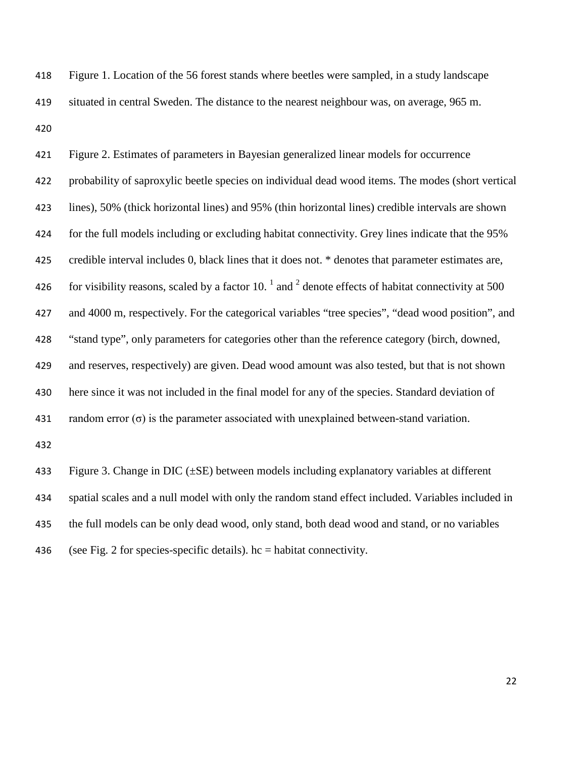Figure 1. Location of the 56 forest stands where beetles were sampled, in a study landscape situated in central Sweden. The distance to the nearest neighbour was, on average, 965 m.

Figure 2. Estimates of parameters in Bayesian generalized linear models for occurrence probability of saproxylic beetle species on individual dead wood items. The modes (short vertical lines), 50% (thick horizontal lines) and 95% (thin horizontal lines) credible intervals are shown for the full models including or excluding habitat connectivity. Grey lines indicate that the 95% credible interval includes 0, black lines that it does not. * denotes that parameter estimates are, for visibility reasons, scaled by a factor 10. [1] and [2] denote effects of habitat connectivity at 500 and 4000 m, respectively. For the categorical variables "tree species", "dead wood position", and "stand type", only parameters for categories other than the reference category (birch, downed, and reserves, respectively) are given. Dead wood amount was also tested, but that is not shown here since it was not included in the final model for any of the species. Standard deviation of random error (σ) is the parameter associated with unexplained between-stand variation.

Figure 3. Change in DIC (±SE) between models including explanatory variables at different spatial scales and a null model with only the random stand effect included. Variables included in the full models can be only dead wood, only stand, both dead wood and stand, or no variables (see Fig. 2 for species-specific details). hc = habitat connectivity.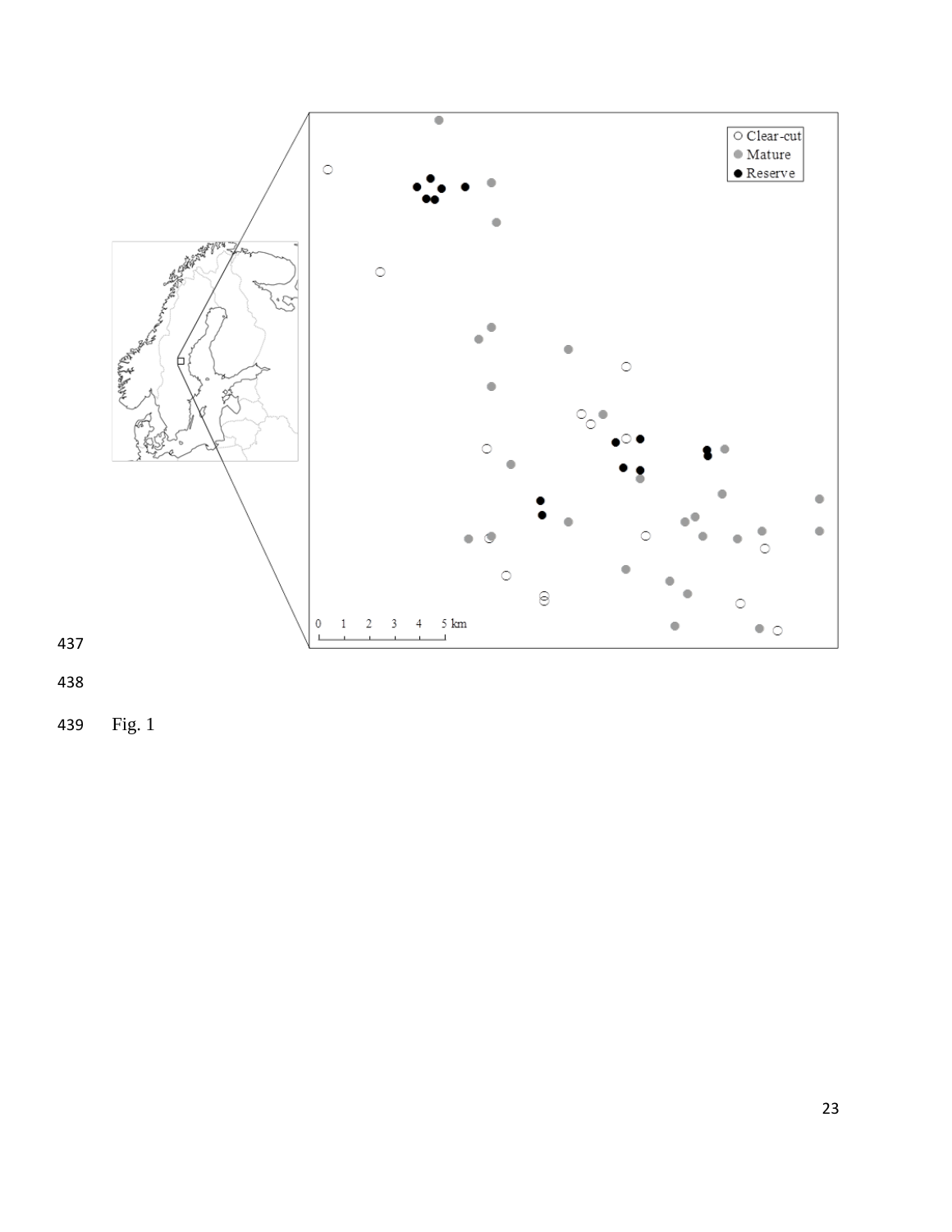Fig. 1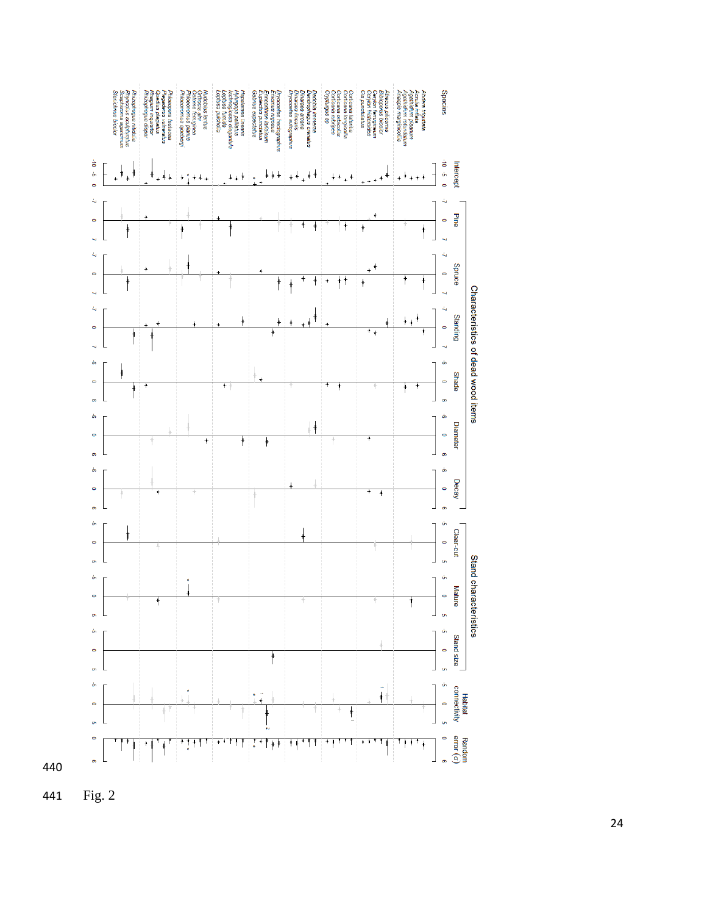Fig. 2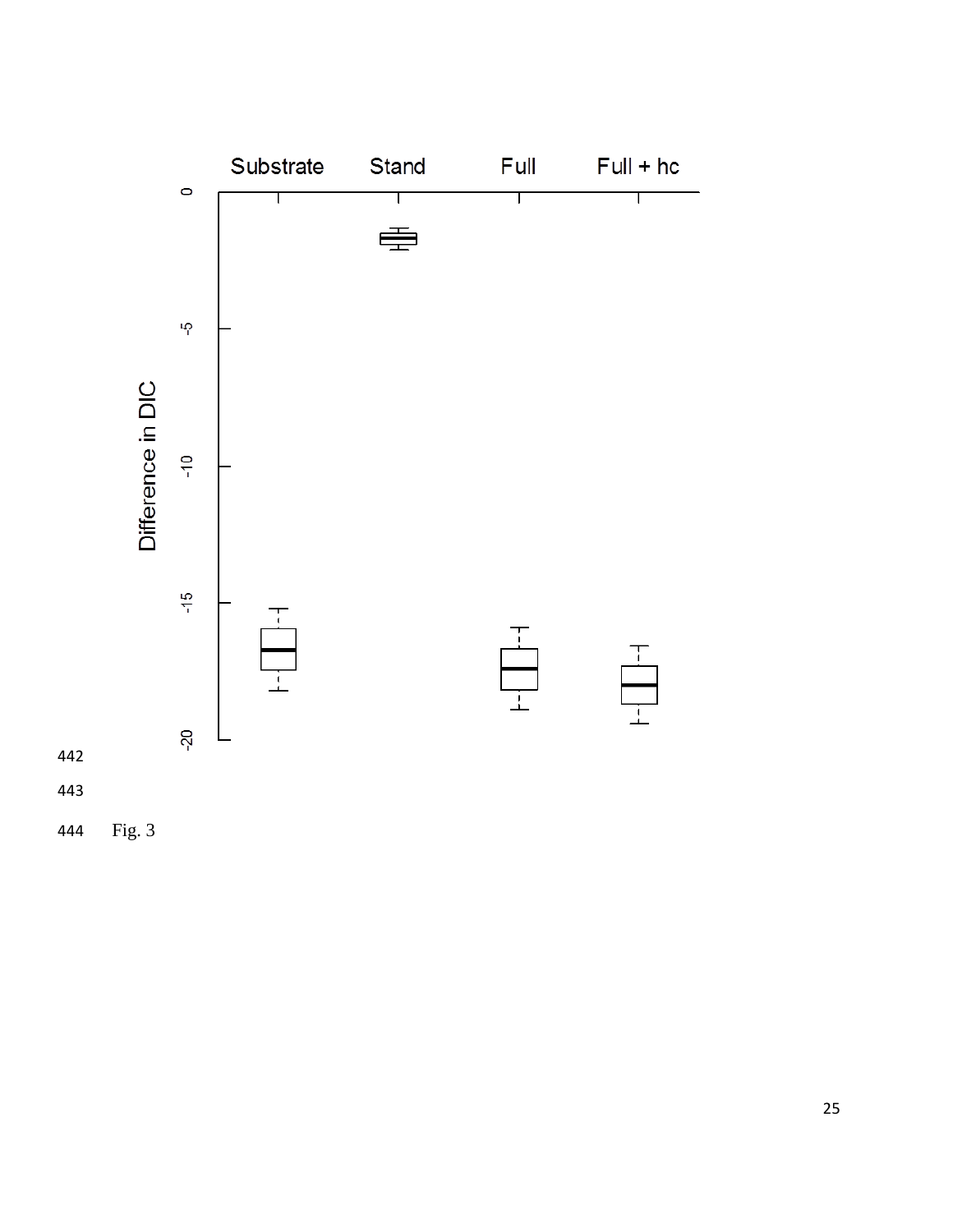Fig. 3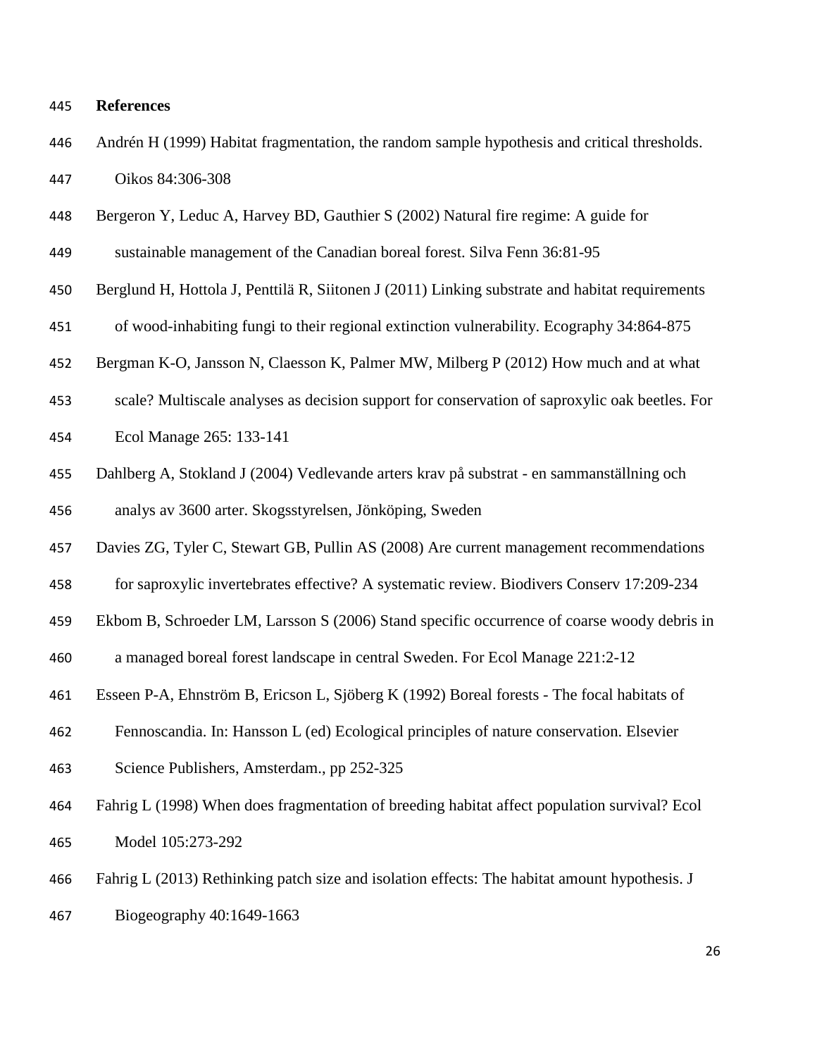## References

Andrén H (1999) Habitat fragmentation, the random sample hypothesis and critical thresholds. Oikos 84:306-308

Bergeron Y, Leduc A, Harvey BD, Gauthier S (2002) Natural fire regime: A guide for sustainable management of the Canadian boreal forest. Silva Fenn 36:81-95

Berglund H, Hottola J, Penttilä R, Siitonen J (2011) Linking substrate and habitat requirements of wood-inhabiting fungi to their regional extinction vulnerability. Ecography 34:864-875

Bergman K-O, Jansson N, Claesson K, Palmer MW, Milberg P (2012) How much and at what scale? Multiscale analyses as decision support for conservation of saproxylic oak beetles. For Ecol Manage 265: 133-141

Dahlberg A, Stokland J (2004) Vedlevande arters krav på substrat - en sammanställning och analys av 3600 arter. Skogsstyrelsen, Jönköping, Sweden

Davies ZG, Tyler C, Stewart GB, Pullin AS (2008) Are current management recommendations for saproxylic invertebrates effective? A systematic review. Biodivers Conserv 17:209-234

Ekbom B, Schroeder LM, Larsson S (2006) Stand specific occurrence of coarse woody debris in a managed boreal forest landscape in central Sweden. For Ecol Manage 221:2-12

Esseen P-A, Ehnström B, Ericson L, Sjöberg K (1992) Boreal forests - The focal habitats of Fennoscandia. In: Hansson L (ed) Ecological principles of nature conservation. Elsevier Science Publishers, Amsterdam., pp 252-325

Fahrig L (1998) When does fragmentation of breeding habitat affect population survival? Ecol Model 105:273-292

Fahrig L (2013) Rethinking patch size and isolation effects: The habitat amount hypothesis. J Biogeography 40:1649-1663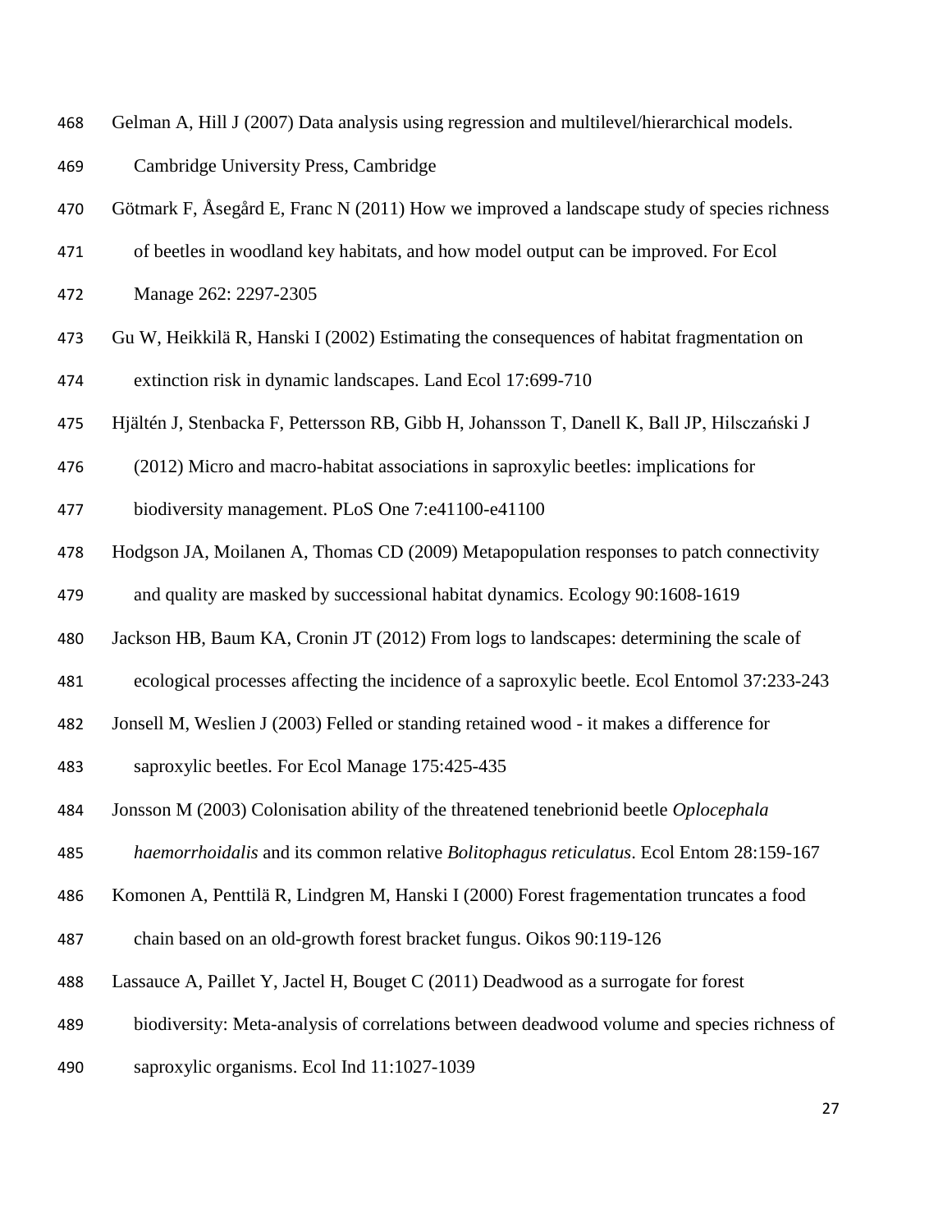Gelman A, Hill J (2007) Data analysis using regression and multilevel/hierarchical models. Cambridge University Press, Cambridge

Götmark F, Åsegård E, Franc N (2011) How we improved a landscape study of species richness of beetles in woodland key habitats, and how model output can be improved. For Ecol Manage 262: 2297-2305

Gu W, Heikkilä R, Hanski I (2002) Estimating the consequences of habitat fragmentation on extinction risk in dynamic landscapes. Land Ecol 17:699-710

Hjältén J, Stenbacka F, Pettersson RB, Gibb H, Johansson T, Danell K, Ball JP, Hilszczański J (2012) Micro and macro-habitat associations in saproxylic beetles: implications for biodiversity management. PLoS One 7:e41100-e41100

Hodgson JA, Moilanen A, Thomas CD (2009) Metapopulation responses to patch connectivity and quality are masked by successional habitat dynamics. Ecology 90:1608-1619

Jackson HB, Baum KA, Cronin JT (2012) From logs to landscapes: determining the scale of ecological processes affecting the incidence of a saproxylic beetle. Ecol Entomol 37:233-243

Jonsell M, Weslien J (2003) Felled or standing retained wood - it makes a difference for saproxylic beetles. For Ecol Manage 175:425-435

Jonsson M (2003) Colonisation ability of the threatened tenebrionid beetle *Oplocephala haemorrhoidalis* and its common relative *Bolitophagus reticulatus*. Ecol Entom 28:159-167

Komonen A, Penttilä R, Lindgren M, Hanski I (2000) Forest fragementation truncates a food chain based on an old-growth forest bracket fungus. Oikos 90:119-126

Lassauce A, Paillet Y, Jactel H, Bouget C (2011) Deadwood as a surrogate for forest biodiversity: Meta-analysis of correlations between deadwood volume and species richness of saproxylic organisms. Ecol Ind 11:1027-1039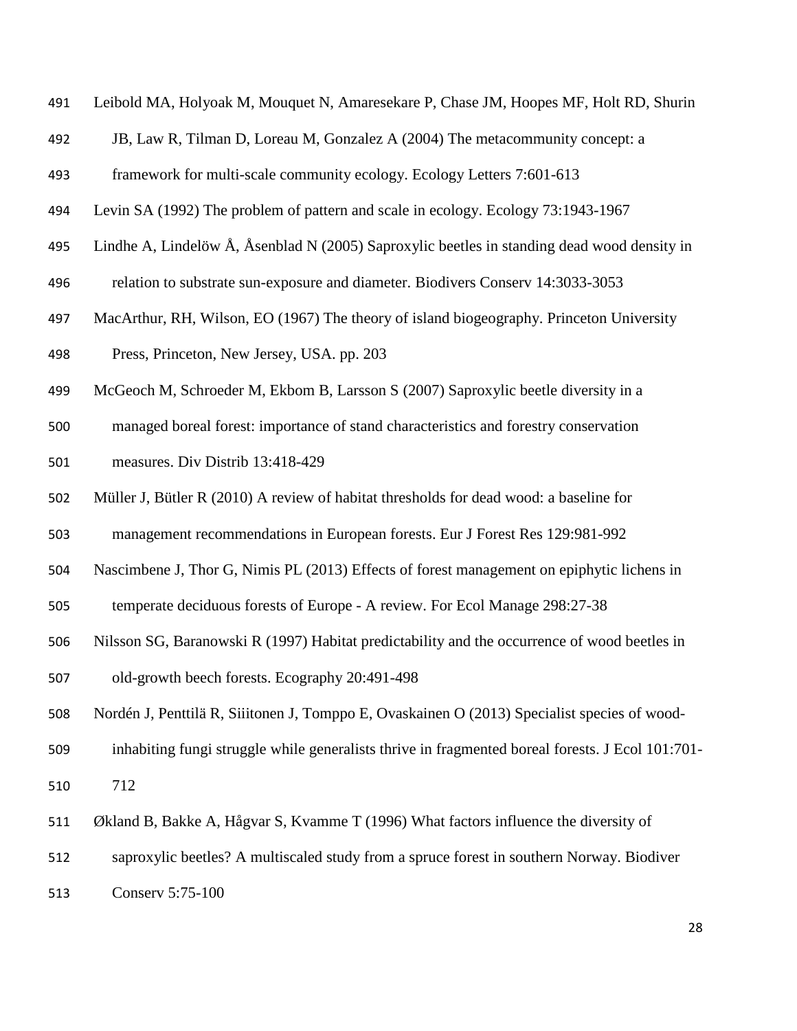Leibold MA, Holyoak M, Mouquet N, Amaresekare P, Chase JM, Hoopes MF, Holt RD, Shurin JB, Law R, Tilman D, Loreau M, Gonzalez A (2004) The metacommunity concept: a framework for multi-scale community ecology. Ecology Letters 7:601-613

Levin SA (1992) The problem of pattern and scale in ecology. Ecology 73:1943-1967

Lindhe A, Lindelöw Å, Åsenblad N (2005) Saproxylic beetles in standing dead wood density in relation to substrate sun-exposure and diameter. Biodivers Conserv 14:3033-3053

MacArthur, RH, Wilson, EO (1967) The theory of island biogeography. Princeton University Press, Princeton, New Jersey, USA. pp. 203

McGeoch M, Schroeder M, Ekbom B, Larsson S (2007) Saproxylic beetle diversity in a managed boreal forest: importance of stand characteristics and forestry conservation measures. Div Distrib 13:418-429

Müller J, Bütler R (2010) A review of habitat thresholds for dead wood: a baseline for management recommendations in European forests. Eur J Forest Res 129:981-992

Nascimbene J, Thor G, Nimis PL (2013) Effects of forest management on epiphytic lichens in temperate deciduous forests of Europe - A review. For Ecol Manage 298:27-38

Nilsson SG, Baranowski R (1997) Habitat predictability and the occurrence of wood beetles in old-growth beech forests. Ecography 20:491-498

Nordén J, Penttilä R, Siitonen J, Tomppo E, Ovaskainen O (2013) Specialist species of wood-inhabiting fungi struggle while generalists thrive in fragmented boreal forests. J Ecol 101:701-712

Økland B, Bakke A, Hågvar S, Kvamme T (1996) What factors influence the diversity of saproxylic beetles? A multiscaled study from a spruce forest in southern Norway. Biodiver Conserv 5:75-100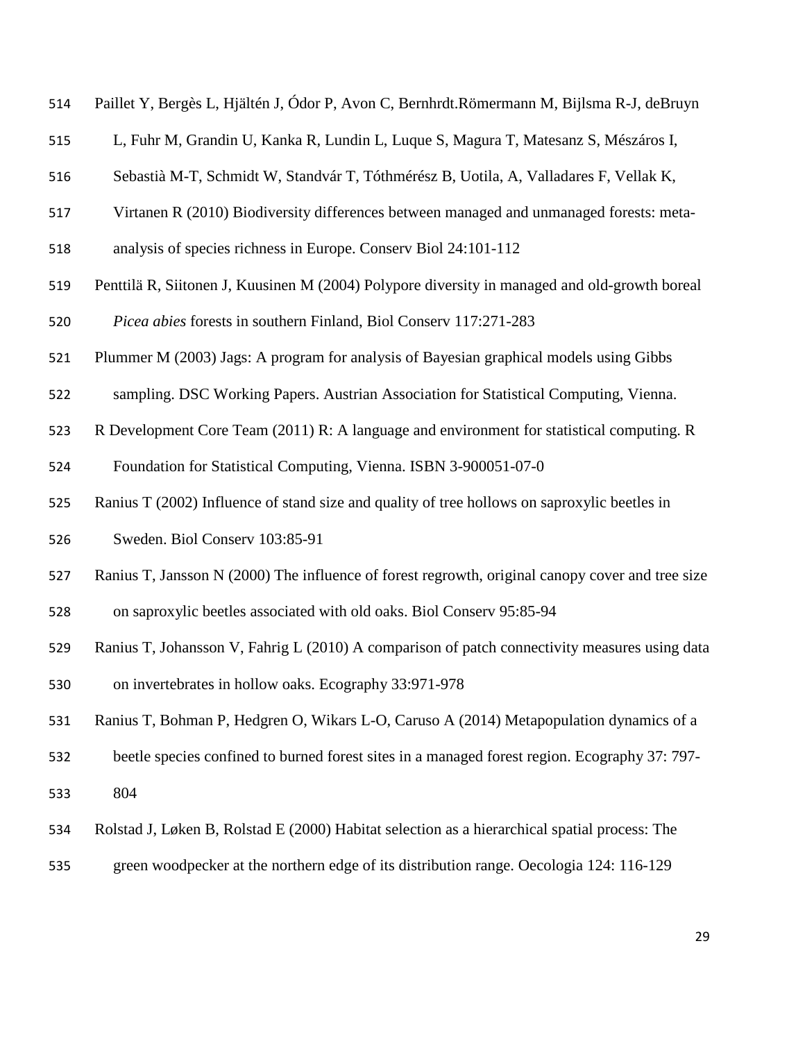Paillet Y, Bergès L, Hjältén J, Ódor P, Avon C, Bernhrdt.Römermann M, Bijlsma R-J, deBruyn L, Fuhr M, Grandin U, Kanka R, Lundin L, Luque S, Magura T, Matesanz S, Mészáros I, Sebastià M-T, Schmidt W, Standvár T, Tóthmérész B, Uotila, A, Valladares F, Vellak K, Virtanen R (2010) Biodiversity differences between managed and unmanaged forests: meta-analysis of species richness in Europe. Conserv Biol 24:101-112

Penttilä R, Siitonen J, Kuusinen M (2004) Polypore diversity in managed and old-growth boreal *Picea abies* forests in southern Finland, Biol Conserv 117:271-283

Plummer M (2003) Jags: A program for analysis of Bayesian graphical models using Gibbs sampling. DSC Working Papers. Austrian Association for Statistical Computing, Vienna.

R Development Core Team (2011) R: A language and environment for statistical computing. R Foundation for Statistical Computing, Vienna. ISBN 3-900051-07-0

Ranius T (2002) Influence of stand size and quality of tree hollows on saproxylic beetles in Sweden. Biol Conserv 103:85-91

Ranius T, Jansson N (2000) The influence of forest regrowth, original canopy cover and tree size on saproxylic beetles associated with old oaks. Biol Conserv 95:85-94

Ranius T, Johansson V, Fahrig L (2010) A comparison of patch connectivity measures using data on invertebrates in hollow oaks. Ecography 33:971-978

Ranius T, Bohman P, Hedgren O, Wikars L-O, Caruso A (2014) Metapopulation dynamics of a beetle species confined to burned forest sites in a managed forest region. Ecography 37: 797-804

Rolstad J, Løken B, Rolstad E (2000) Habitat selection as a hierarchical spatial process: The green woodpecker at the northern edge of its distribution range. Oecologia 124: 116-129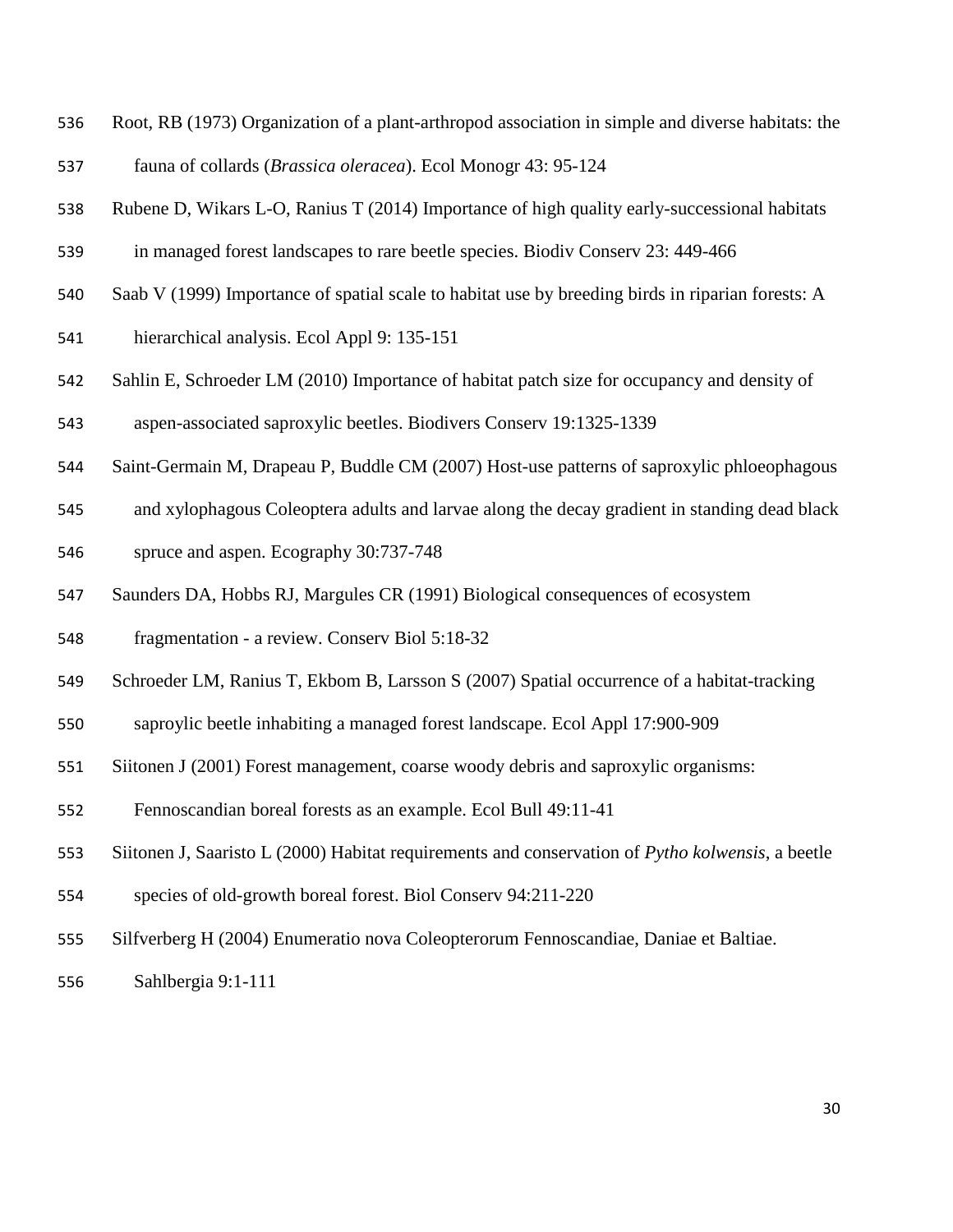Root, RB (1973) Organization of a plant-arthropod association in simple and diverse habitats: the fauna of collards (*Brassica oleracea*). Ecol Monogr 43: 95-124

Rubene D, Wikars L-O, Ranius T (2014) Importance of high quality early-successional habitats in managed forest landscapes to rare beetle species. Biodiv Conserv 23: 449-466

Saab V (1999) Importance of spatial scale to habitat use by breeding birds in riparian forests: A hierarchical analysis. Ecol Appl 9: 135-151

Sahlin E, Schroeder LM (2010) Importance of habitat patch size for occupancy and density of aspen-associated saproxylic beetles. Biodivers Conserv 19:1325-1339

Saint-Germain M, Drapeau P, Buddle CM (2007) Host-use patterns of saproxylic phloeophagous and xylophagous Coleoptera adults and larvae along the decay gradient in standing dead black spruce and aspen. Ecography 30:737-748

Saunders DA, Hobbs RJ, Margules CR (1991) Biological consequences of ecosystem fragmentation - a review. Conserv Biol 5:18-32

Schroeder LM, Ranius T, Ekbom B, Larsson S (2007) Spatial occurrence of a habitat-tracking saproylic beetle inhabiting a managed forest landscape. Ecol Appl 17:900-909

Siitonen J (2001) Forest management, coarse woody debris and saproxylic organisms: Fennoscandian boreal forests as an example. Ecol Bull 49:11-41

Siitonen J, Saaristo L (2000) Habitat requirements and conservation of *Pytho kolwensis*, a beetle species of old-growth boreal forest. Biol Conserv 94:211-220

Silfverberg H (2004) Enumeratio nova Coleopterorum Fennoscandiae, Daniae et Baltiae. Sahlbergia 9:1-111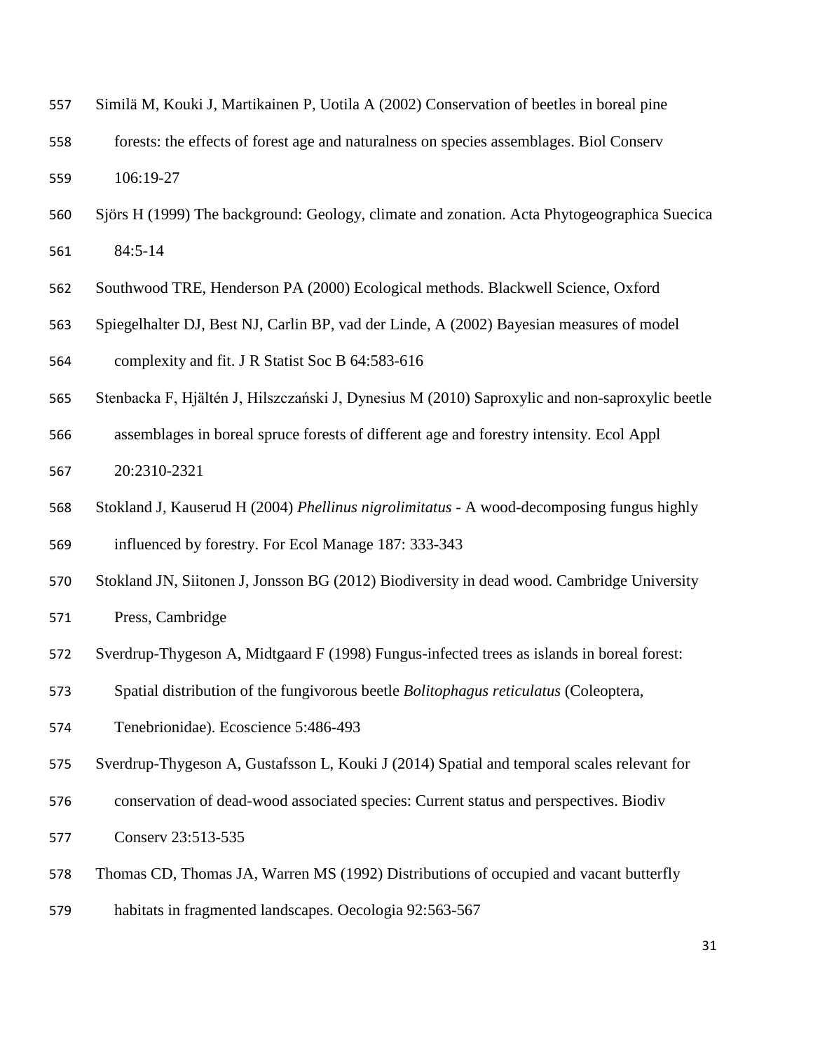Similä M, Kouki J, Martikainen P, Uotila A (2002) Conservation of beetles in boreal pine forests: the effects of forest age and naturalness on species assemblages. Biol Conserv 106:19-27

Sjörs H (1999) The background: Geology, climate and zonation. Acta Phytogeographica Suecica 84:5-14

Southwood TRE, Henderson PA (2000) Ecological methods. Blackwell Science, Oxford

Spiegelhalter DJ, Best NJ, Carlin BP, vad der Linde, A (2002) Bayesian measures of model complexity and fit. J R Statist Soc B 64:583-616

Stenbacka F, Hjältén J, Hilszczański J, Dynesius M (2010) Saproxylic and non-saproxylic beetle assemblages in boreal spruce forests of different age and forestry intensity. Ecol Appl 20:2310-2321

Stokland J, Kauserud H (2004) *Phellinus nigrolimitatus* - A wood-decomposing fungus highly influenced by forestry. For Ecol Manage 187: 333-343

Stokland JN, Siitonen J, Jonsson BG (2012) Biodiversity in dead wood. Cambridge University Press, Cambridge

Sverdrup-Thygeson A, Midtgaard F (1998) Fungus-infected trees as islands in boreal forest: Spatial distribution of the fungivorous beetle *Bolitophagus reticulatus* (Coleoptera, Tenebrionidae). Ecoscience 5:486-493

Sverdrup-Thygeson A, Gustafsson L, Kouki J (2014) Spatial and temporal scales relevant for conservation of dead-wood associated species: Current status and perspectives. Biodiv Conserv 23:513-535

Thomas CD, Thomas JA, Warren MS (1992) Distributions of occupied and vacant butterfly habitats in fragmented landscapes. Oecologia 92:563-567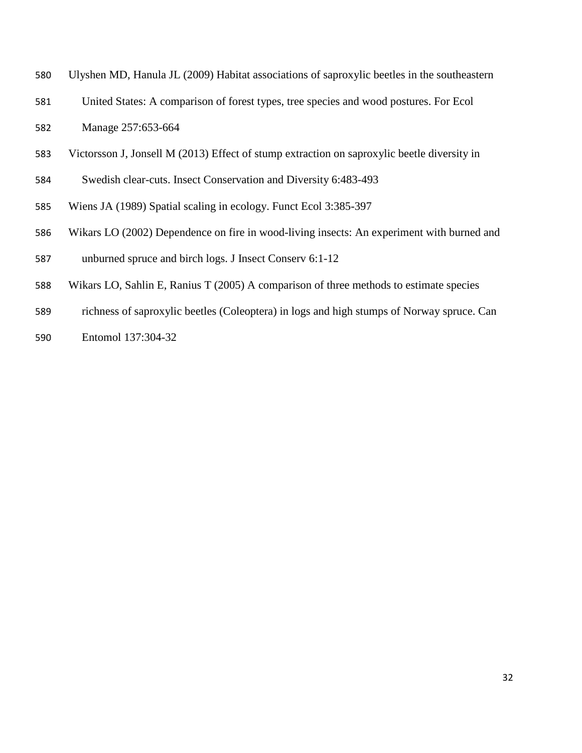Ulyshen MD, Hanula JL (2009) Habitat associations of saproxylic beetles in the southeastern United States: A comparison of forest types, tree species and wood postures. For Ecol Manage 257:653-664

Victorsson J, Jonsell M (2013) Effect of stump extraction on saproxylic beetle diversity in Swedish clear-cuts. Insect Conservation and Diversity 6:483-493

Wiens JA (1989) Spatial scaling in ecology. Funct Ecol 3:385-397

Wikars LO (2002) Dependence on fire in wood-living insects: An experiment with burned and unburned spruce and birch logs. J Insect Conserv 6:1-12

Wikars LO, Sahlin E, Ranius T (2005) A comparison of three methods to estimate species richness of saproxylic beetles (Coleoptera) in logs and high stumps of Norway spruce. Can Entomol 137:304-32